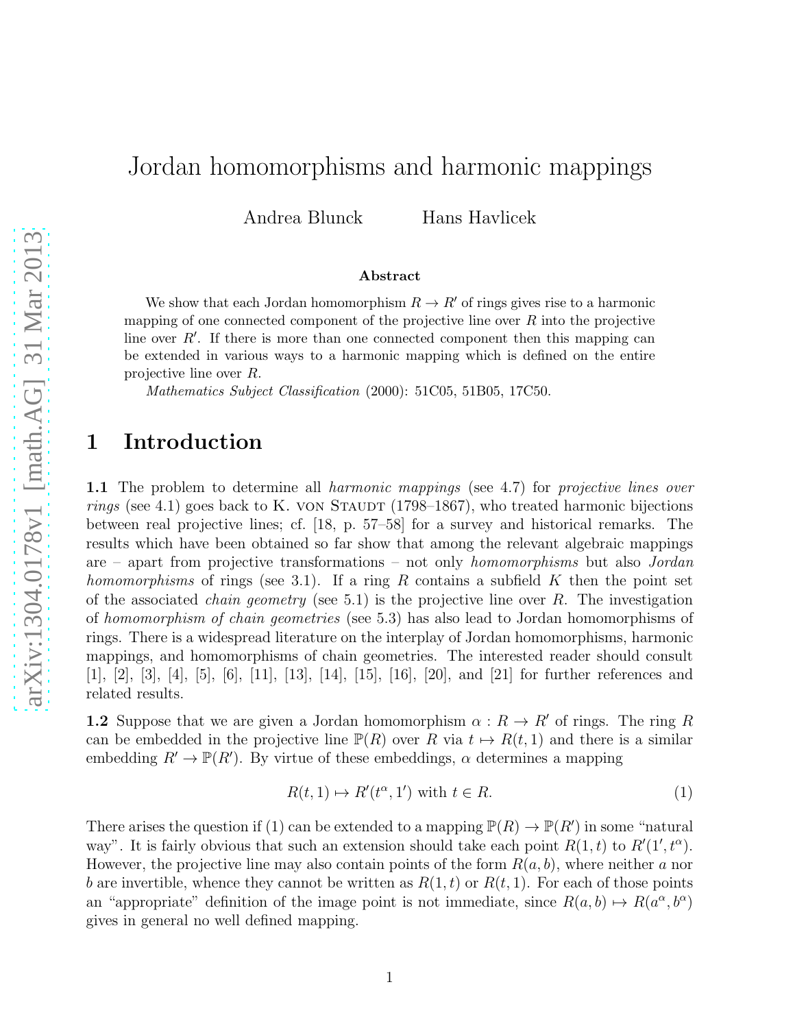# Jordan homomorphisms and harmonic mappings

Andrea Blunck Hans Havlicek

### Abstract

We show that each Jordan homomorphism $R \to R'$ of rings gives rise to a harmonic mapping of one connected component of the projective line over $R$ into the projective line over $R'$. If there is more than one connected component then this mapping can be extended in various ways to a harmonic mapping which is defined on the entire projective line over $R$.

*Mathematics Subject Classification* (2000): 51C05, 51B05, 17C50.

## 1 Introduction

**1.1** The problem to determine all *harmonic mappings* (see 4.7) for *projective lines over rings* (see 4.1) goes back to K. von Staudt (1798–1867), who treated harmonic bijections between real projective lines; cf. [18, p. 57–58] for a survey and historical remarks. The results which have been obtained so far show that among the relevant algebraic mappings are – apart from projective transformations – not only *homomorphisms* but also *Jordan homomorphisms* of rings (see 3.1). If a ring $R$ contains a subfield $K$ then the point set of the associated *chain geometry* (see 5.1) is the projective line over $R$. The investigation of *homomorphism of chain geometries* (see 5.3) has also lead to Jordan homomorphisms of rings. There is a widespread literature on the interplay of Jordan homomorphisms, harmonic mappings, and homomorphisms of chain geometries. The interested reader should consult [1], [2], [3], [4], [5], [6], [11], [13], [14], [15], [16], [20], and [21] for further references and related results.

**1.2** Suppose that we are given a Jordan homomorphism $\alpha : R \to R'$ of rings. The ring $R$ can be embedded in the projective line $\mathbb{P}(R)$ over $R$ via $t \mapsto R(t, 1)$ and there is a similar embedding $R' \to \mathbb{P}(R')$. By virtue of these embeddings, $\alpha$ determines a mapping

$$R(t, 1) \mapsto R'(t^\alpha, 1') \text{ with } t \in R. \tag{1}$$

There arises the question if (1) can be extended to a mapping $\mathbb{P}(R) \to \mathbb{P}(R')$ in some "natural way". It is fairly obvious that such an extension should take each point $R(1, t)$ to $R'(1', t^\alpha)$. However, the projective line may also contain points of the form $R(a, b)$, where neither $a$ nor $b$ are invertible, whence they cannot be written as $R(1, t)$ or $R(t, 1)$. For each of those points an "appropriate" definition of the image point is not immediate, since $R(a, b) \mapsto R(a^\alpha, b^\alpha)$ gives in general no well defined mapping.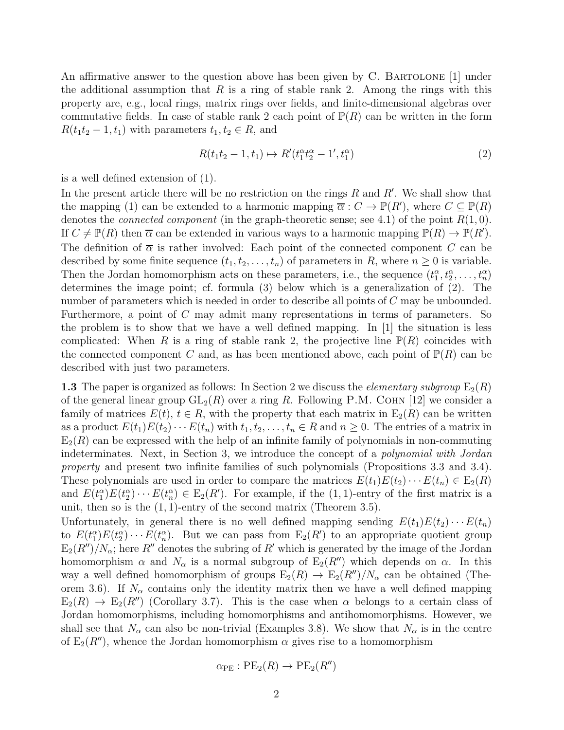An affirmative answer to the question above has been given by C. Bartolone [1] under the additional assumption that $R$ is a ring of stable rank 2. Among the rings with this property are, e.g., local rings, matrix rings over fields, and finite-dimensional algebras over commutative fields. In case of stable rank 2 each point of $\mathbb{P}(R)$ can be written in the form $R(t_1t_2 - 1, t_1)$ with parameters $t_1, t_2 \in R$, and

$$R(t_1t_2 - 1, t_1) \mapsto R'(t_1^\alpha t_2^\alpha - 1', t_1^\alpha) \tag{2}$$

is a well defined extension of (1).

In the present article there will be no restriction on the rings $R$ and $R'$. We shall show that the mapping (1) can be extended to a harmonic mapping $\overline{\alpha} : C \to \mathbb{P}(R')$, where $C \subseteq \mathbb{P}(R)$ denotes the *connected component* (in the graph-theoretic sense; see 4.1) of the point $R(1, 0)$. If $C \neq \mathbb{P}(R)$ then $\overline{\alpha}$ can be extended in various ways to a harmonic mapping $\mathbb{P}(R) \to \mathbb{P}(R')$. The definition of $\overline{\alpha}$ is rather involved: Each point of the connected component $C$ can be described by some finite sequence $(t_1, t_2, \ldots, t_n)$ of parameters in $R$, where $n \geq 0$ is variable. Then the Jordan homomorphism acts on these parameters, i.e., the sequence $(t_1^\alpha, t_2^\alpha, \ldots, t_n^\alpha)$ determines the image point; cf. formula (3) below which is a generalization of (2). The number of parameters which is needed in order to describe all points of $C$ may be unbounded. Furthermore, a point of $C$ may admit many representations in terms of parameters. So the problem is to show that we have a well defined mapping. In [1] the situation is less complicated: When $R$ is a ring of stable rank 2, the projective line $\mathbb{P}(R)$ coincides with the connected component $C$ and, as has been mentioned above, each point of $\mathbb{P}(R)$ can be described with just two parameters.

**1.3** The paper is organized as follows: In Section 2 we discuss the *elementary subgroup* $\mathrm{E}_2(R)$ of the general linear group $\mathrm{GL}_2(R)$ over a ring $R$. Following P.M. Cohn [12] we consider a family of matrices $E(t)$, $t \in R$, with the property that each matrix in $\mathrm{E}_2(R)$ can be written as a product $E(t_1)E(t_2)\cdots E(t_n)$ with $t_1, t_2, \ldots, t_n \in R$ and $n \geq 0$. The entries of a matrix in $\mathrm{E}_2(R)$ can be expressed with the help of an infinite family of polynomials in non-commuting indeterminates. Next, in Section 3, we introduce the concept of a *polynomial with Jordan property* and present two infinite families of such polynomials (Propositions 3.3 and 3.4). These polynomials are used in order to compare the matrices $E(t_1)E(t_2)\cdots E(t_n) \in \mathrm{E}_2(R)$ and $E(t_1^\alpha)E(t_2^\alpha)\cdots E(t_n^\alpha) \in \mathrm{E}_2(R')$. For example, if the $(1,1)$-entry of the first matrix is a unit, then so is the $(1,1)$-entry of the second matrix (Theorem 3.5).

Unfortunately, in general there is no well defined mapping sending $E(t_1)E(t_2)\cdots E(t_n)$ to $E(t_1^\alpha)E(t_2^\alpha)\cdots E(t_n^\alpha)$. But we can pass from $\mathrm{E}_2(R')$ to an appropriate quotient group $\mathrm{E}_2(R'')/N_\alpha$; here $R''$ denotes the subring of $R'$ which is generated by the image of the Jordan homomorphism $\alpha$ and $N_\alpha$ is a normal subgroup of $\mathrm{E}_2(R'')$ which depends on $\alpha$. In this way a well defined homomorphism of groups $\mathrm{E}_2(R) \to \mathrm{E}_2(R'')/N_\alpha$ can be obtained (Theorem 3.6). If $N_\alpha$ contains only the identity matrix then we have a well defined mapping $\mathrm{E}_2(R) \to \mathrm{E}_2(R'')$ (Corollary 3.7). This is the case when $\alpha$ belongs to a certain class of Jordan homomorphisms, including homomorphisms and antihomomorphisms. However, we shall see that $N_\alpha$ can also be non-trivial (Examples 3.8). We show that $N_\alpha$ is in the centre of $\mathrm{E}_2(R'')$, whence the Jordan homomorphism $\alpha$ gives rise to a homomorphism

$$\alpha_{\mathrm{PE}} : \mathrm{PE}_2(R) \to \mathrm{PE}_2(R'')$$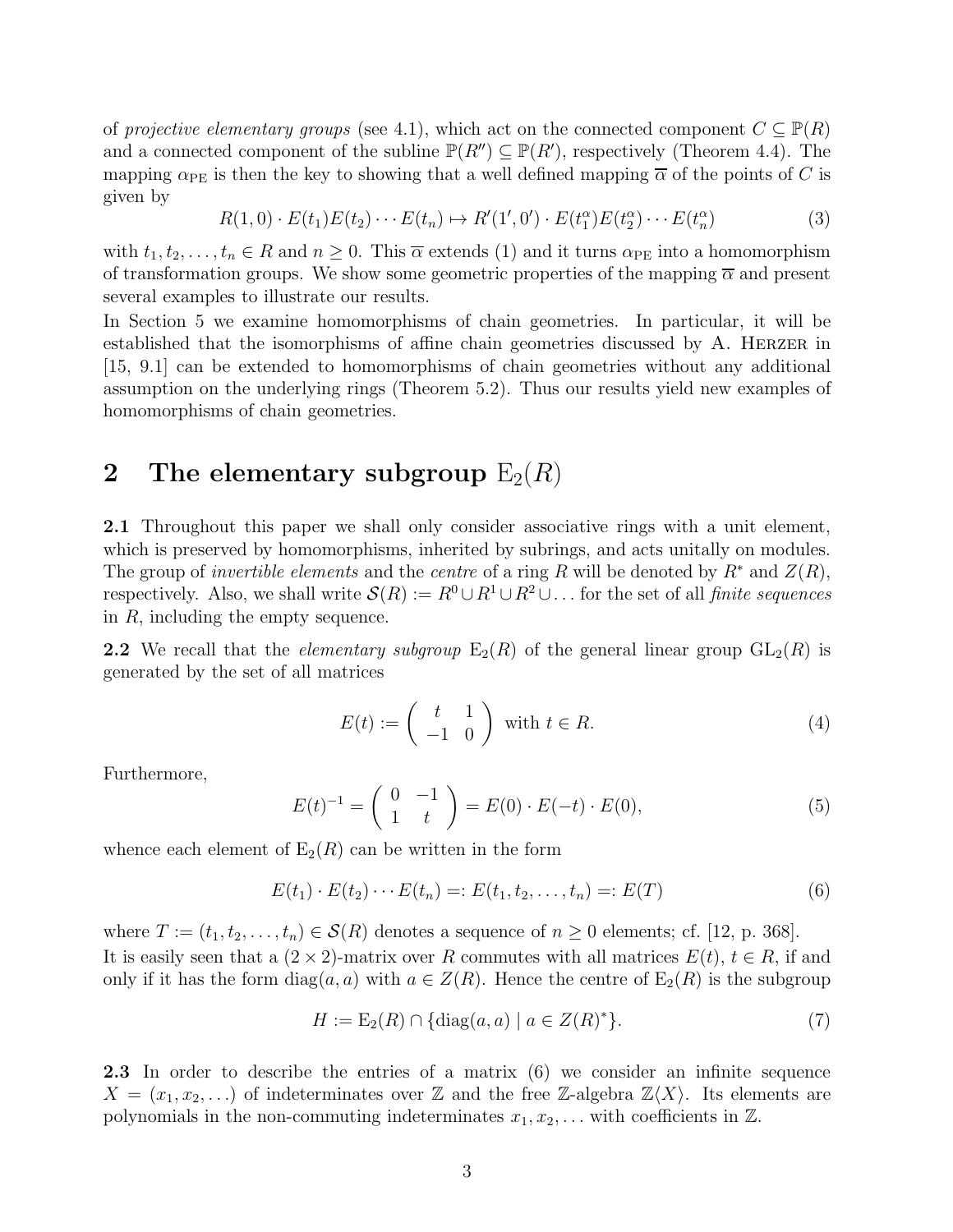of *projective elementary groups* (see 4.1), which act on the connected component $C \subseteq \mathbb{P}(R)$ and a connected component of the subline $\mathbb{P}(R'') \subseteq \mathbb{P}(R')$, respectively (Theorem 4.4). The mapping $\alpha_{\mathrm{PE}}$ is then the key to showing that a well defined mapping $\overline{\alpha}$ of the points of $C$ is given by

$$R(1,0) \cdot E(t_1)E(t_2)\cdots E(t_n) \mapsto R'(1',0') \cdot E(t_1^\alpha)E(t_2^\alpha)\cdots E(t_n^\alpha) \tag{3}$$

with $t_1, t_2, \ldots, t_n \in R$ and $n \geq 0$. This $\overline{\alpha}$ extends (1) and it turns $\alpha_{\mathrm{PE}}$ into a homomorphism of transformation groups. We show some geometric properties of the mapping $\overline{\alpha}$ and present several examples to illustrate our results.

In Section 5 we examine homomorphisms of chain geometries. In particular, it will be established that the isomorphisms of affine chain geometries discussed by A. Herzer in [15, 9.1] can be extended to homomorphisms of chain geometries without any additional assumption on the underlying rings (Theorem 5.2). Thus our results yield new examples of homomorphisms of chain geometries.

## 2 The elementary subgroup $\mathrm{E}_2(R)$

**2.1** Throughout this paper we shall only consider associative rings with a unit element, which is preserved by homomorphisms, inherited by subrings, and acts unitally on modules. The group of *invertible elements* and the *centre* of a ring $R$ will be denoted by $R^*$ and $Z(R)$, respectively. Also, we shall write $\mathcal{S}(R) := R^0 \cup R^1 \cup R^2 \cup \ldots$ for the set of all *finite sequences* in $R$, including the empty sequence.

**2.2** We recall that the *elementary subgroup* $\mathrm{E}_2(R)$ of the general linear group $\mathrm{GL}_2(R)$ is generated by the set of all matrices

$$E(t) := \begin{pmatrix} t & 1 \\ -1 & 0 \end{pmatrix} \text{ with } t \in R. \tag{4}$$

Furthermore,

$$E(t)^{-1} = \begin{pmatrix} 0 & -1 \\ 1 & t \end{pmatrix} = E(0) \cdot E(-t) \cdot E(0), \tag{5}$$

whence each element of $\mathrm{E}_2(R)$ can be written in the form

$$E(t_1) \cdot E(t_2) \cdots E(t_n) =: E(t_1, t_2, \ldots, t_n) =: E(T) \tag{6}$$

where $T := (t_1, t_2, \ldots, t_n) \in \mathcal{S}(R)$ denotes a sequence of $n \geq 0$ elements; cf. [12, p. 368].

It is easily seen that a $(2 \times 2)$-matrix over $R$ commutes with all matrices $E(t)$, $t \in R$, if and only if it has the form $\mathrm{diag}(a, a)$ with $a \in Z(R)$. Hence the centre of $\mathrm{E}_2(R)$ is the subgroup

$$H := \mathrm{E}_2(R) \cap \{\mathrm{diag}(a, a) \mid a \in Z(R)^*\}. \tag{7}$$

**2.3** In order to describe the entries of a matrix (6) we consider an infinite sequence $X = (x_1, x_2, \ldots)$ of indeterminates over $\mathbb{Z}$ and the free $\mathbb{Z}$-algebra $\mathbb{Z}\langle X \rangle$. Its elements are polynomials in the non-commuting indeterminates $x_1, x_2, \ldots$ with coefficients in $\mathbb{Z}$.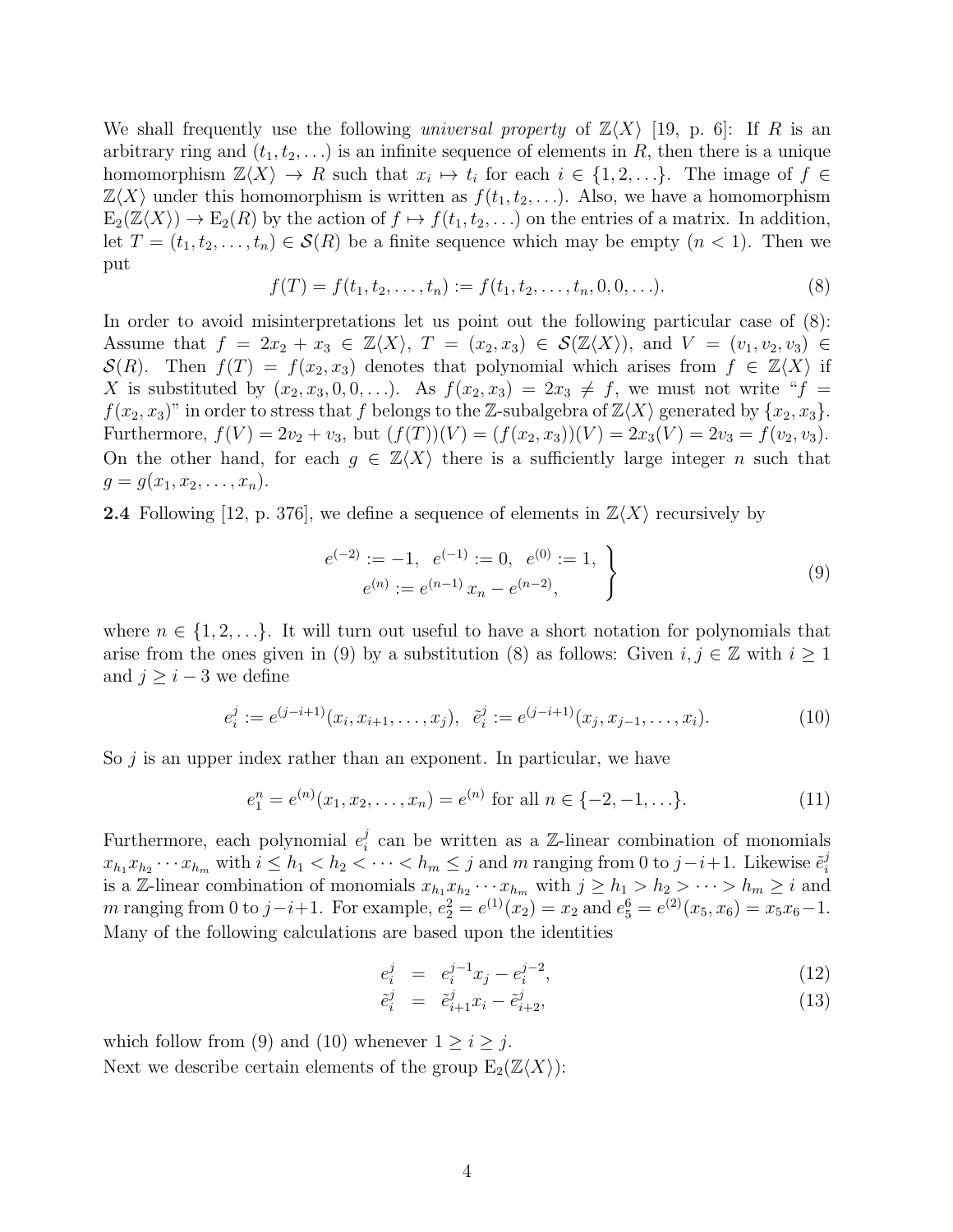We shall frequently use the following *universal property* of $\mathbb{Z}\langle X\rangle$ [19, p. 6]: If $R$ is an arbitrary ring and $(t_1, t_2, \ldots)$ is an infinite sequence of elements in $R$, then there is a unique homomorphism $\mathbb{Z}\langle X\rangle \to R$ such that $x_i \mapsto t_i$ for each $i \in \{1, 2, \ldots\}$. The image of $f \in \mathbb{Z}\langle X\rangle$ under this homomorphism is written as $f(t_1, t_2, \ldots)$. Also, we have a homomorphism $\mathrm{E}_2(\mathbb{Z}\langle X\rangle) \to \mathrm{E}_2(R)$ by the action of $f \mapsto f(t_1, t_2, \ldots)$ on the entries of a matrix. In addition, let $T = (t_1, t_2, \ldots, t_n) \in \mathcal{S}(R)$ be a finite sequence which may be empty ($n < 1$). Then we put

$$f(T) = f(t_1, t_2, \ldots, t_n) := f(t_1, t_2, \ldots, t_n, 0, 0, \ldots). \tag{8}$$

In order to avoid misinterpretations let us point out the following particular case of (8): Assume that $f = 2x_2 + x_3 \in \mathbb{Z}\langle X\rangle$, $T = (x_2, x_3) \in \mathcal{S}(\mathbb{Z}\langle X\rangle)$, and $V = (v_1, v_2, v_3) \in \mathcal{S}(R)$. Then $f(T) = f(x_2, x_3)$ denotes that polynomial which arises from $f \in \mathbb{Z}\langle X\rangle$ if $X$ is substituted by $(x_2, x_3, 0, 0, \ldots)$. As $f(x_2, x_3) = 2x_3 \neq f$, we must not write "$f = f(x_2, x_3)$" in order to stress that $f$ belongs to the $\mathbb{Z}$-subalgebra of $\mathbb{Z}\langle X\rangle$ generated by $\{x_2, x_3\}$. Furthermore, $f(V) = 2v_2 + v_3$, but $(f(T))(V) = (f(x_2, x_3))(V) = 2x_3(V) = 2v_3 = f(v_2, v_3)$. On the other hand, for each $g \in \mathbb{Z}\langle X\rangle$ there is a sufficiently large integer $n$ such that $g = g(x_1, x_2, \ldots, x_n)$.

**2.4** Following [12, p. 376], we define a sequence of elements in $\mathbb{Z}\langle X\rangle$ recursively by

$$\left.\begin{aligned} e^{(-2)} := -1, \;\; e^{(-1)} := 0, \;\; e^{(0)} := 1, \\ e^{(n)} := e^{(n-1)}\, x_n - e^{(n-2)}, \end{aligned}\right\} \tag{9}$$

where $n \in \{1, 2, \ldots\}$. It will turn out useful to have a short notation for polynomials that arise from the ones given in (9) by a substitution (8) as follows: Given $i, j \in \mathbb{Z}$ with $i \geq 1$ and $j \geq i - 3$ we define

$$e_i^j := e^{(j-i+1)}(x_i, x_{i+1}, \ldots, x_j), \;\; \tilde{e}_i^j := e^{(j-i+1)}(x_j, x_{j-1}, \ldots, x_i). \tag{10}$$

So $j$ is an upper index rather than an exponent. In particular, we have

$$e_1^n = e^{(n)}(x_1, x_2, \ldots, x_n) = e^{(n)} \text{ for all } n \in \{-2, -1, \ldots\}. \tag{11}$$

Furthermore, each polynomial $e_i^j$ can be written as a $\mathbb{Z}$-linear combination of monomials $x_{h_1}x_{h_2}\cdots x_{h_m}$ with $i \leq h_1 < h_2 < \cdots < h_m \leq j$ and $m$ ranging from 0 to $j-i+1$. Likewise $\tilde{e}_i^j$ is a $\mathbb{Z}$-linear combination of monomials $x_{h_1}x_{h_2}\cdots x_{h_m}$ with $j \geq h_1 > h_2 > \cdots > h_m \geq i$ and $m$ ranging from 0 to $j-i+1$. For example, $e_2^2 = e^{(1)}(x_2) = x_2$ and $e_5^6 = e^{(2)}(x_5, x_6) = x_5x_6 - 1$. Many of the following calculations are based upon the identities

$$e_i^j \;=\; e_i^{j-1}x_j - e_i^{j-2}, \tag{12}$$

$$\tilde{e}_i^j \;=\; \tilde{e}_{i+1}^j x_i - \tilde{e}_{i+2}^j, \tag{13}$$

which follow from (9) and (10) whenever $1 \geq i \geq j$.

Next we describe certain elements of the group $\mathrm{E}_2(\mathbb{Z}\langle X\rangle)$: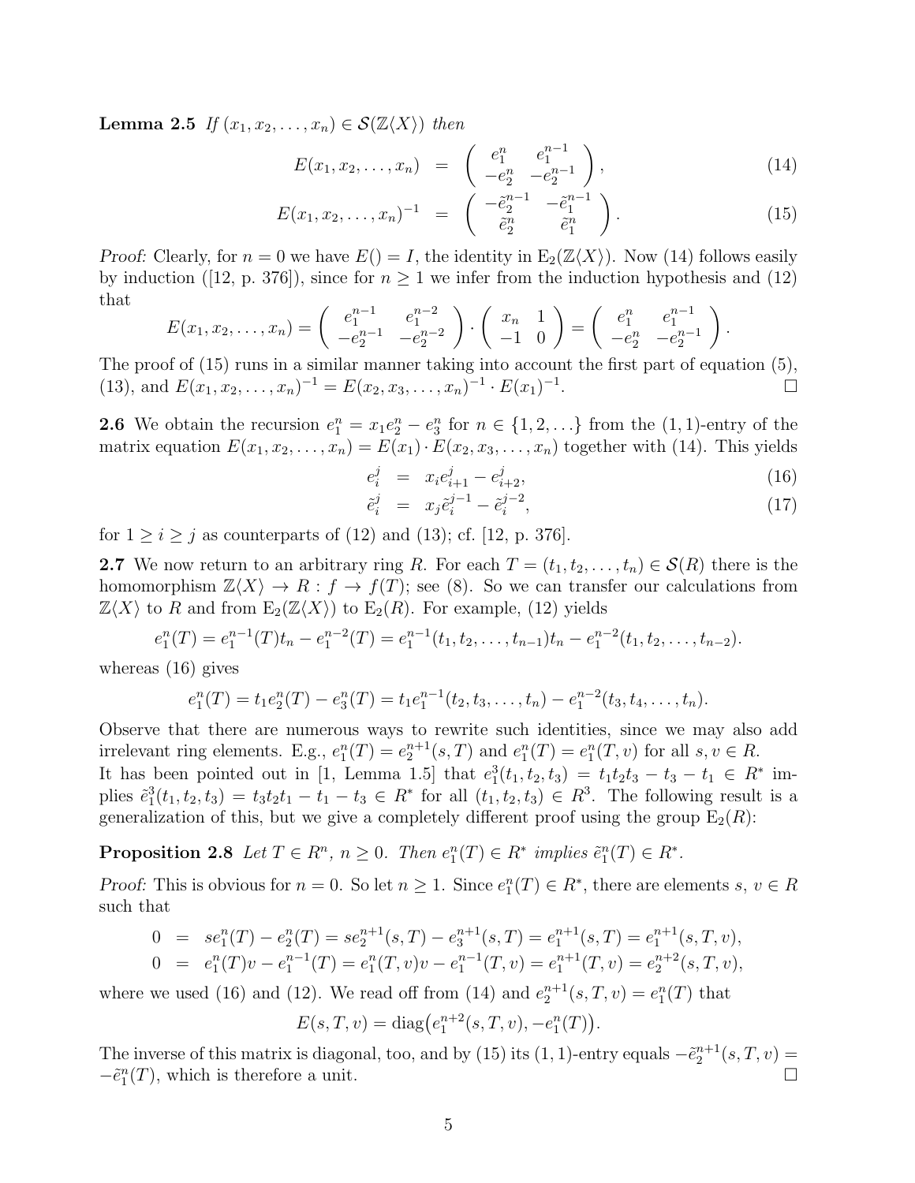**Lemma 2.5** *If* $(x_1, x_2, \ldots, x_n) \in \mathcal{S}(\mathbb{Z}\langle X\rangle)$ *then*

$$E(x_1, x_2, \ldots, x_n) = \begin{pmatrix} e_1^n & e_1^{n-1} \\ -e_2^n & -e_2^{n-1} \end{pmatrix}, \tag{14}$$

$$E(x_1, x_2, \ldots, x_n)^{-1} = \begin{pmatrix} -\tilde{e}_2^{n-1} & -\tilde{e}_1^{n-1} \\ \tilde{e}_2^n & \tilde{e}_1^n \end{pmatrix}. \tag{15}$$

*Proof:* Clearly, for $n = 0$ we have $E() = I$, the identity in $\mathrm{E}_2(\mathbb{Z}\langle X\rangle)$. Now (14) follows easily by induction ([12, p. 376]), since for $n \geq 1$ we infer from the induction hypothesis and (12) that

$$E(x_1, x_2, \ldots, x_n) = \begin{pmatrix} e_1^{n-1} & e_1^{n-2} \\ -e_2^{n-1} & -e_2^{n-2} \end{pmatrix} \cdot \begin{pmatrix} x_n & 1 \\ -1 & 0 \end{pmatrix} = \begin{pmatrix} e_1^n & e_1^{n-1} \\ -e_2^n & -e_2^{n-1} \end{pmatrix}.$$

The proof of (15) runs in a similar manner taking into account the first part of equation (5), (13), and $E(x_1, x_2, \ldots, x_n)^{-1} = E(x_2, x_3, \ldots, x_n)^{-1} \cdot E(x_1)^{-1}$. $\square$

**2.6** We obtain the recursion $e_1^n = x_1 e_2^n - e_3^n$ for $n \in \{1, 2, \ldots\}$ from the $(1,1)$-entry of the matrix equation $E(x_1, x_2, \ldots, x_n) = E(x_1) \cdot E(x_2, x_3, \ldots, x_n)$ together with (14). This yields

$$e_i^j = x_i e_{i+1}^j - e_{i+2}^j, \tag{16}$$

$$\tilde{e}_i^j = x_j \tilde{e}_i^{j-1} - \tilde{e}_i^{j-2}, \tag{17}$$

for $1 \geq i \geq j$ as counterparts of (12) and (13); cf. [12, p. 376].

**2.7** We now return to an arbitrary ring $R$. For each $T = (t_1, t_2, \ldots, t_n) \in \mathcal{S}(R)$ there is the homomorphism $\mathbb{Z}\langle X\rangle \to R : f \to f(T)$; see (8). So we can transfer our calculations from $\mathbb{Z}\langle X\rangle$ to $R$ and from $\mathrm{E}_2(\mathbb{Z}\langle X\rangle)$ to $\mathrm{E}_2(R)$. For example, (12) yields

$$e_1^n(T) = e_1^{n-1}(T)t_n - e_1^{n-2}(T) = e_1^{n-1}(t_1, t_2, \ldots, t_{n-1})t_n - e_1^{n-2}(t_1, t_2, \ldots, t_{n-2}).$$

whereas (16) gives

$$e_1^n(T) = t_1 e_2^n(T) - e_3^n(T) = t_1 e_1^{n-1}(t_2, t_3, \ldots, t_n) - e_1^{n-2}(t_3, t_4, \ldots, t_n).$$

Observe that there are numerous ways to rewrite such identities, since we may also add irrelevant ring elements. E.g., $e_1^n(T) = e_2^{n+1}(s, T)$ and $e_1^n(T) = e_1^n(T, v)$ for all $s, v \in R$.
It has been pointed out in [1, Lemma 1.5] that $e_1^3(t_1, t_2, t_3) = t_1 t_2 t_3 - t_3 - t_1 \in R^*$ implies $\tilde{e}_1^3(t_1, t_2, t_3) = t_3 t_2 t_1 - t_1 - t_3 \in R^*$ for all $(t_1, t_2, t_3) \in R^3$. The following result is a generalization of this, but we give a completely different proof using the group $\mathrm{E}_2(R)$:

**Proposition 2.8** *Let* $T \in R^n$, $n \geq 0$. *Then* $e_1^n(T) \in R^*$ *implies* $\tilde{e}_1^n(T) \in R^*$.

*Proof:* This is obvious for $n = 0$. So let $n \geq 1$. Since $e_1^n(T) \in R^*$, there are elements $s$, $v \in R$ such that

$$0 = s e_1^n(T) - e_2^n(T) = s e_2^{n+1}(s, T) - e_3^{n+1}(s, T) = e_1^{n+1}(s, T) = e_1^{n+1}(s, T, v),$$

$$0 = e_1^n(T)v - e_1^{n-1}(T) = e_1^n(T, v)v - e_1^{n-1}(T, v) = e_1^{n+1}(T, v) = e_2^{n+2}(s, T, v),$$

where we used (16) and (12). We read off from (14) and $e_2^{n+1}(s, T, v) = e_1^n(T)$ that

$$E(s, T, v) = \mathrm{diag}\big(e_1^{n+2}(s, T, v), -e_1^n(T)\big).$$

The inverse of this matrix is diagonal, too, and by (15) its $(1,1)$-entry equals $-\tilde{e}_2^{n+1}(s, T, v) = -\tilde{e}_1^n(T)$, which is therefore a unit. $\square$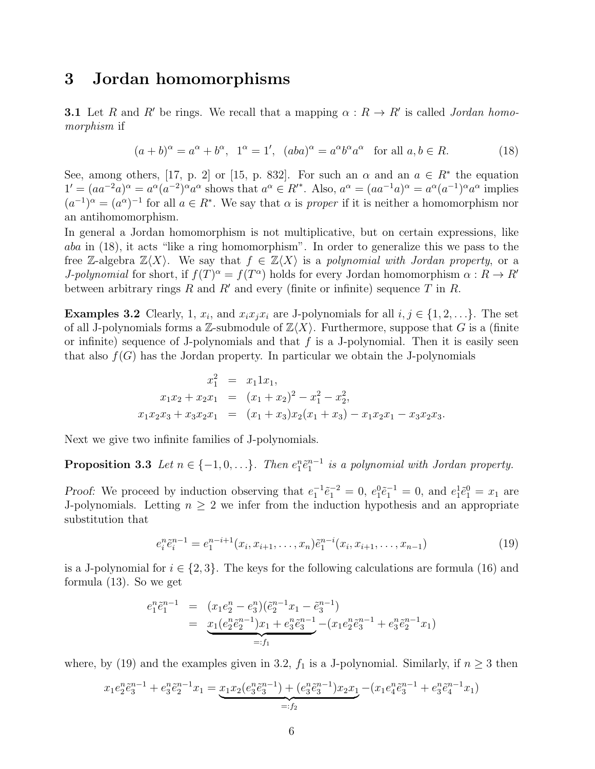# 3 Jordan homomorphisms

**3.1** Let $R$ and $R'$ be rings. We recall that a mapping $\alpha : R \to R'$ is called *Jordan homomorphism* if

$$(a+b)^\alpha = a^\alpha + b^\alpha, \;\; 1^\alpha = 1', \;\; (aba)^\alpha = a^\alpha b^\alpha a^\alpha \;\; \text{for all } a, b \in R. \tag{18}$$

See, among others, [17, p. 2] or [15, p. 832]. For such an $\alpha$ and an $a \in R^*$ the equation $1' = (aa^{-2}a)^\alpha = a^\alpha (a^{-2})^\alpha a^\alpha$ shows that $a^\alpha \in R'^*$. Also, $a^\alpha = (aa^{-1}a)^\alpha = a^\alpha (a^{-1})^\alpha a^\alpha$ implies $(a^{-1})^\alpha = (a^\alpha)^{-1}$ for all $a \in R^*$. We say that $\alpha$ is *proper* if it is neither a homomorphism nor an antihomomorphism.

In general a Jordan homomorphism is not multiplicative, but on certain expressions, like $aba$ in (18), it acts "like a ring homomorphism". In order to generalize this we pass to the free $\mathbb{Z}$-algebra $\mathbb{Z}\langle X\rangle$. We say that $f \in \mathbb{Z}\langle X\rangle$ is a *polynomial with Jordan property*, or a *J-polynomial* for short, if $f(T)^\alpha = f(T^\alpha)$ holds for every Jordan homomorphism $\alpha : R \to R'$ between arbitrary rings $R$ and $R'$ and every (finite or infinite) sequence $T$ in $R$.

**Examples 3.2** Clearly, 1, $x_i$, and $x_i x_j x_i$ are J-polynomials for all $i, j \in \{1, 2, \ldots\}$. The set of all J-polynomials forms a $\mathbb{Z}$-submodule of $\mathbb{Z}\langle X\rangle$. Furthermore, suppose that $G$ is a (finite or infinite) sequence of J-polynomials and that $f$ is a J-polynomial. Then it is easily seen that also $f(G)$ has the Jordan property. In particular we obtain the J-polynomials

$$\begin{aligned}
x_1^2 &= x_1 1 x_1,\\
x_1x_2 + x_2x_1 &= (x_1+x_2)^2 - x_1^2 - x_2^2,\\
x_1x_2x_3 + x_3x_2x_1 &= (x_1+x_3)x_2(x_1+x_3) - x_1x_2x_1 - x_3x_2x_3.
\end{aligned}$$

Next we give two infinite families of J-polynomials.

**Proposition 3.3** *Let $n \in \{-1, 0, \ldots\}$. Then $e_1^n \tilde{e}_1^{n-1}$ is a polynomial with Jordan property.*

*Proof:* We proceed by induction observing that $e_1^{-1}\tilde{e}_1^{-2} = 0$, $e_1^0 \tilde{e}_1^{-1} = 0$, and $e_1^1 \tilde{e}_1^0 = x_1$ are J-polynomials. Letting $n \geq 2$ we infer from the induction hypothesis and an appropriate substitution that

$$e_i^n \tilde{e}_i^{n-1} = e_1^{n-i+1}(x_i, x_{i+1}, \ldots, x_n)\tilde{e}_1^{n-i}(x_i, x_{i+1}, \ldots, x_{n-1}) \tag{19}$$

is a J-polynomial for $i \in \{2, 3\}$. The keys for the following calculations are formula (16) and formula (13). So we get

$$\begin{aligned}
e_1^n \tilde{e}_1^{n-1} &= (x_1 e_2^n - e_3^n)(\tilde{e}_2^{n-1} x_1 - \tilde{e}_3^{n-1})\\
&= \underbrace{x_1(e_2^n \tilde{e}_2^{n-1})x_1 + e_3^n \tilde{e}_3^{n-1}}_{=: f_1} - (x_1 e_2^n \tilde{e}_3^{n-1} + e_3^n \tilde{e}_2^{n-1} x_1)
\end{aligned}$$

where, by (19) and the examples given in 3.2, $f_1$ is a J-polynomial. Similarly, if $n \geq 3$ then

$$x_1 e_2^n \tilde{e}_3^{n-1} + e_3^n \tilde{e}_2^{n-1} x_1 = \underbrace{x_1 x_2 (e_3^n \tilde{e}_3^{n-1}) + (e_3^n \tilde{e}_3^{n-1}) x_2 x_1}_{=: f_2} - (x_1 e_4^n \tilde{e}_3^{n-1} + e_3^n \tilde{e}_4^{n-1} x_1)$$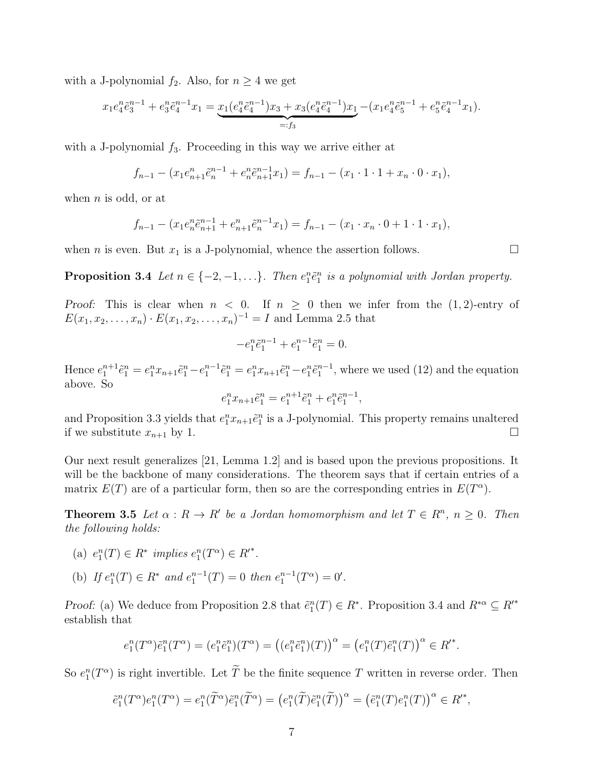with a J-polynomial $f_2$. Also, for $n \geq 4$ we get

$$x_1 e_4^n \tilde{e}_3^{n-1} + e_3^n \tilde{e}_4^{n-1} x_1 = \underbrace{x_1(e_4^n \tilde{e}_4^{n-1})x_3 + x_3(e_4^n \tilde{e}_4^{n-1})x_1}_{=:f_3} - (x_1 e_4^n \tilde{e}_5^{n-1} + e_5^n \tilde{e}_4^{n-1} x_1).$$

with a J-polynomial $f_3$. Proceeding in this way we arrive either at

$$f_{n-1} - (x_1 e_{n+1}^n \tilde{e}_n^{n-1} + e_n^n \tilde{e}_{n+1}^{n-1} x_1) = f_{n-1} - (x_1 \cdot 1 \cdot 1 + x_n \cdot 0 \cdot x_1),$$

when $n$ is odd, or at

$$f_{n-1} - (x_1 e_n^n \tilde{e}_{n+1}^{n-1} + e_{n+1}^n \tilde{e}_n^{n-1} x_1) = f_{n-1} - (x_1 \cdot x_n \cdot 0 + 1 \cdot 1 \cdot x_1),$$

when $n$ is even. But $x_1$ is a J-polynomial, whence the assertion follows. □

**Proposition 3.4** *Let $n \in \{-2, -1, \ldots\}$. Then $e_1^n \tilde{e}_1^n$ is a polynomial with Jordan property.*

*Proof:* This is clear when $n < 0$. If $n \geq 0$ then we infer from the $(1,2)$-entry of $E(x_1, x_2, \ldots, x_n) \cdot E(x_1, x_2, \ldots, x_n)^{-1} = I$ and Lemma 2.5 that

$$-e_1^n \tilde{e}_1^{n-1} + e_1^{n-1} \tilde{e}_1^n = 0.$$

Hence $e_1^{n+1} \tilde{e}_1^n = e_1^n x_{n+1} \tilde{e}_1^n - e_1^{n-1} \tilde{e}_1^n = e_1^n x_{n+1} \tilde{e}_1^n - e_1^n \tilde{e}_1^{n-1}$, where we used (12) and the equation above. So

$$e_1^n x_{n+1} \tilde{e}_1^n = e_1^{n+1} \tilde{e}_1^n + e_1^n \tilde{e}_1^{n-1},$$

and Proposition 3.3 yields that $e_1^n x_{n+1} \tilde{e}_1^n$ is a J-polynomial. This property remains unaltered if we substitute $x_{n+1}$ by 1. □

Our next result generalizes [21, Lemma 1.2] and is based upon the previous propositions. It will be the backbone of many considerations. The theorem says that if certain entries of a matrix $E(T)$ are of a particular form, then so are the corresponding entries in $E(T^\alpha)$.

**Theorem 3.5** *Let $\alpha : R \to R'$ be a Jordan homomorphism and let $T \in R^n$, $n \geq 0$. Then the following holds:*

(a) *$e_1^n(T) \in R^*$ implies $e_1^n(T^\alpha) \in R'^*$.*

(b) *If $e_1^n(T) \in R^*$ and $e_1^{n-1}(T) = 0$ then $e_1^{n-1}(T^\alpha) = 0'$.*

*Proof:* (a) We deduce from Proposition 2.8 that $\tilde{e}_1^n(T) \in R^*$. Proposition 3.4 and $R^{*\alpha} \subseteq R'^*$ establish that

$$e_1^n(T^\alpha)\tilde{e}_1^n(T^\alpha) = (e_1^n \tilde{e}_1^n)(T^\alpha) = \big((e_1^n \tilde{e}_1^n)(T)\big)^\alpha = \big(e_1^n(T)\tilde{e}_1^n(T)\big)^\alpha \in R'^*.$$

So $e_1^n(T^\alpha)$ is right invertible. Let $\widetilde{T}$ be the finite sequence $T$ written in reverse order. Then

$$\tilde{e}_1^n(T^\alpha) e_1^n(T^\alpha) = e_1^n(\widetilde{T}^\alpha)\tilde{e}_1^n(\widetilde{T}^\alpha) = \big(e_1^n(\widetilde{T})\tilde{e}_1^n(\widetilde{T})\big)^\alpha = \big(\tilde{e}_1^n(T) e_1^n(T)\big)^\alpha \in R'^*,$$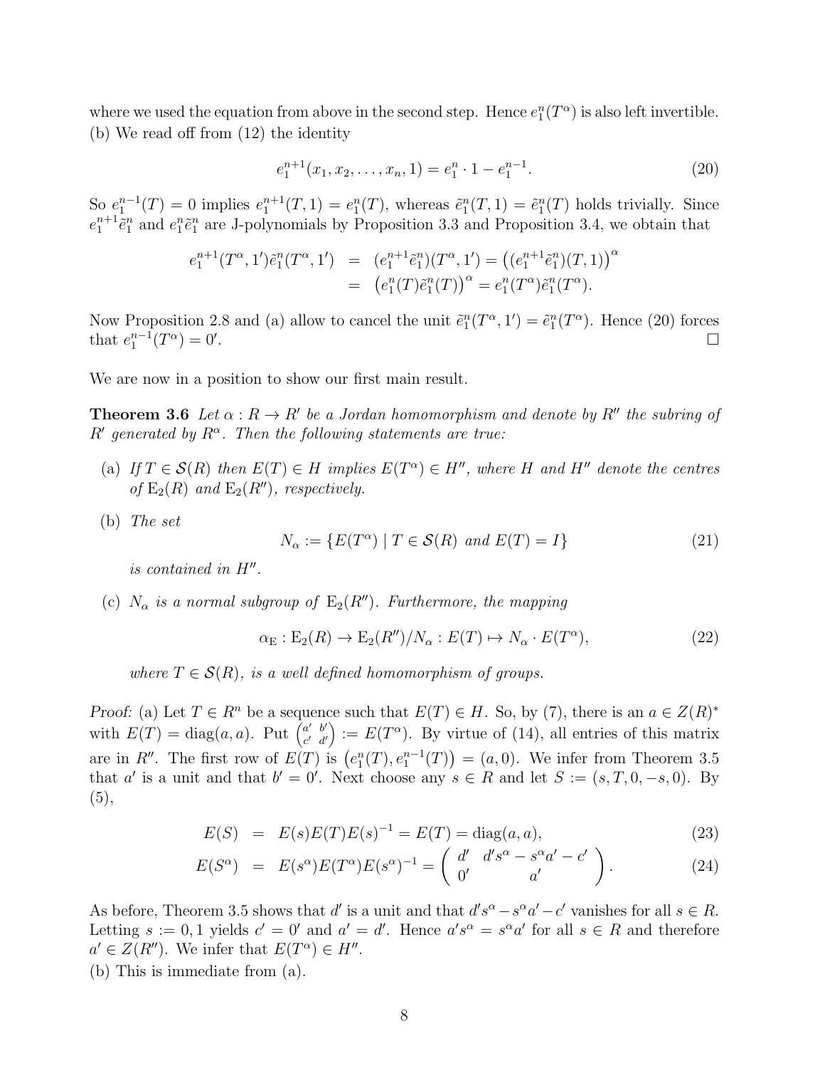where we used the equation from above in the second step. Hence $e_1^n(T^\alpha)$ is also left invertible.
(b) We read off from (12) the identity

$$e_1^{n+1}(x_1, x_2, \ldots, x_n, 1) = e_1^n \cdot 1 - e_1^{n-1}. \tag{20}$$

So $e_1^{n-1}(T) = 0$ implies $e_1^{n+1}(T, 1) = e_1^n(T)$, whereas $\tilde{e}_1^n(T, 1) = \tilde{e}_1^n(T)$ holds trivially. Since $e_1^{n+1}\tilde{e}_1^n$ and $e_1^n\tilde{e}_1^n$ are J-polynomials by Proposition 3.3 and Proposition 3.4, we obtain that

$$\begin{aligned} e_1^{n+1}(T^\alpha, 1')\tilde{e}_1^n(T^\alpha, 1') &= (e_1^{n+1}\tilde{e}_1^n)(T^\alpha, 1') = \big((e_1^{n+1}\tilde{e}_1^n)(T, 1)\big)^\alpha \\ &= \big(e_1^n(T)\tilde{e}_1^n(T)\big)^\alpha = e_1^n(T^\alpha)\tilde{e}_1^n(T^\alpha). \end{aligned}$$

Now Proposition 2.8 and (a) allow to cancel the unit $\tilde{e}_1^n(T^\alpha, 1') = \tilde{e}_1^n(T^\alpha)$. Hence (20) forces that $e_1^{n-1}(T^\alpha) = 0'$. □

We are now in a position to show our first main result.

**Theorem 3.6** *Let $\alpha : R \to R'$ be a Jordan homomorphism and denote by $R''$ the subring of $R'$ generated by $R^\alpha$. Then the following statements are true:*

(a) *If $T \in \mathcal{S}(R)$ then $E(T) \in H$ implies $E(T^\alpha) \in H''$, where $H$ and $H''$ denote the centres of $\mathrm{E}_2(R)$ and $\mathrm{E}_2(R'')$, respectively.*

(b) *The set*

$$N_\alpha := \{E(T^\alpha) \mid T \in \mathcal{S}(R) \text{ and } E(T) = I\} \tag{21}$$

*is contained in $H''$.*

(c) *$N_\alpha$ is a normal subgroup of $\mathrm{E}_2(R'')$. Furthermore, the mapping*

$$\alpha_{\mathrm{E}} : \mathrm{E}_2(R) \to \mathrm{E}_2(R'')/N_\alpha : E(T) \mapsto N_\alpha \cdot E(T^\alpha), \tag{22}$$

*where $T \in \mathcal{S}(R)$, is a well defined homomorphism of groups.*

*Proof:* (a) Let $T \in R^n$ be a sequence such that $E(T) \in H$. So, by (7), there is an $a \in Z(R)^*$ with $E(T) = \mathrm{diag}(a, a)$. Put $\begin{pmatrix} a' & b' \\ c' & d' \end{pmatrix} := E(T^\alpha)$. By virtue of (14), all entries of this matrix are in $R''$. The first row of $E(T)$ is $\big(e_1^n(T), e_1^{n-1}(T)\big) = (a, 0)$. We infer from Theorem 3.5 that $a'$ is a unit and that $b' = 0'$. Next choose any $s \in R$ and let $S := (s, T, 0, -s, 0)$. By (5),

$$E(S) = E(s)E(T)E(s)^{-1} = E(T) = \mathrm{diag}(a, a), \tag{23}$$

$$E(S^\alpha) = E(s^\alpha)E(T^\alpha)E(s^\alpha)^{-1} = \begin{pmatrix} d' & d's^\alpha - s^\alpha a' - c' \\ 0' & a' \end{pmatrix}. \tag{24}$$

As before, Theorem 3.5 shows that $d'$ is a unit and that $d's^\alpha - s^\alpha a' - c'$ vanishes for all $s \in R$. Letting $s := 0, 1$ yields $c' = 0'$ and $a' = d'$. Hence $a's^\alpha = s^\alpha a'$ for all $s \in R$ and therefore $a' \in Z(R'')$. We infer that $E(T^\alpha) \in H''$.
(b) This is immediate from (a).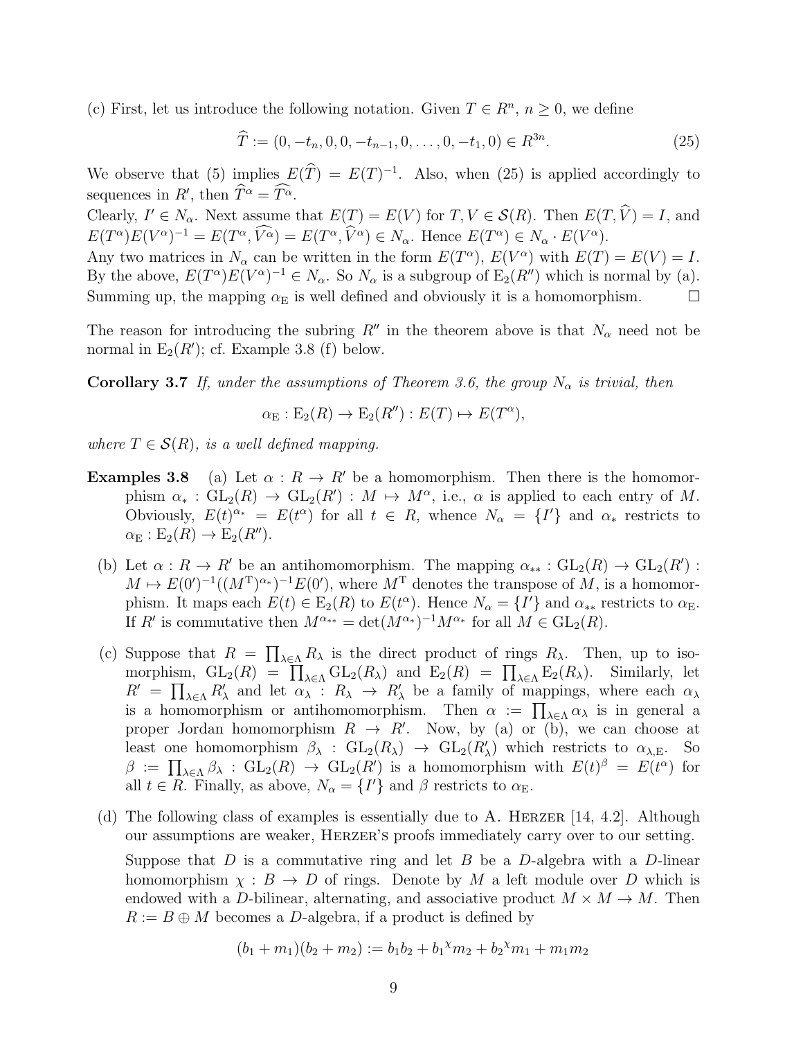(c) First, let us introduce the following notation. Given $T \in R^n$, $n \geq 0$, we define

$$\widehat{T} := (0, -t_n, 0, 0, -t_{n-1}, 0, \ldots, 0, -t_1, 0) \in R^{3n}. \tag{25}$$

We observe that (5) implies $E(\widehat{T}) = E(T)^{-1}$. Also, when (25) is applied accordingly to sequences in $R'$, then $\widehat{T}^\alpha = \widehat{T^\alpha}$.

Clearly, $I' \in N_\alpha$. Next assume that $E(T) = E(V)$ for $T, V \in \mathcal{S}(R)$. Then $E(T, \widehat{V}) = I$, and $E(T^\alpha)E(V^\alpha)^{-1} = E(T^\alpha, \widehat{V^\alpha}) = E(T^\alpha, \widehat{V}^\alpha) \in N_\alpha$. Hence $E(T^\alpha) \in N_\alpha \cdot E(V^\alpha)$.

Any two matrices in $N_\alpha$ can be written in the form $E(T^\alpha)$, $E(V^\alpha)$ with $E(T) = E(V) = I$. By the above, $E(T^\alpha)E(V^\alpha)^{-1} \in N_\alpha$. So $N_\alpha$ is a subgroup of $\mathrm{E}_2(R'')$ which is normal by (a). Summing up, the mapping $\alpha_\mathrm{E}$ is well defined and obviously it is a homomorphism. $\square$

The reason for introducing the subring $R''$ in the theorem above is that $N_\alpha$ need not be normal in $\mathrm{E}_2(R')$; cf. Example 3.8 (f) below.

**Corollary 3.7** *If, under the assumptions of Theorem 3.6, the group $N_\alpha$ is trivial, then*

$$\alpha_\mathrm{E} : \mathrm{E}_2(R) \to \mathrm{E}_2(R'') : E(T) \mapsto E(T^\alpha),$$

*where $T \in \mathcal{S}(R)$, is a well defined mapping.*

**Examples 3.8** (a) Let $\alpha : R \to R'$ be a homomorphism. Then there is the homomorphism $\alpha_* : \mathrm{GL}_2(R) \to \mathrm{GL}_2(R') : M \mapsto M^\alpha$, i.e., $\alpha$ is applied to each entry of $M$. Obviously, $E(t)^{\alpha_*} = E(t^\alpha)$ for all $t \in R$, whence $N_\alpha = \{I'\}$ and $\alpha_*$ restricts to $\alpha_\mathrm{E} : \mathrm{E}_2(R) \to \mathrm{E}_2(R'')$.

(b) Let $\alpha : R \to R'$ be an antihomomorphism. The mapping $\alpha_{**} : \mathrm{GL}_2(R) \to \mathrm{GL}_2(R') : M \mapsto E(0')^{-1}((M^\mathrm{T})^{\alpha_*})^{-1}E(0')$, where $M^\mathrm{T}$ denotes the transpose of $M$, is a homomorphism. It maps each $E(t) \in \mathrm{E}_2(R)$ to $E(t^\alpha)$. Hence $N_\alpha = \{I'\}$ and $\alpha_{**}$ restricts to $\alpha_\mathrm{E}$. If $R'$ is commutative then $M^{\alpha_{**}} = \det(M^{\alpha_*})^{-1}M^{\alpha_*}$ for all $M \in \mathrm{GL}_2(R)$.

(c) Suppose that $R = \prod_{\lambda\in\Lambda} R_\lambda$ is the direct product of rings $R_\lambda$. Then, up to isomorphism, $\mathrm{GL}_2(R) = \prod_{\lambda\in\Lambda} \mathrm{GL}_2(R_\lambda)$ and $\mathrm{E}_2(R) = \prod_{\lambda\in\Lambda} \mathrm{E}_2(R_\lambda)$. Similarly, let $R' = \prod_{\lambda\in\Lambda} R'_\lambda$ and let $\alpha_\lambda : R_\lambda \to R'_\lambda$ be a family of mappings, where each $\alpha_\lambda$ is a homomorphism or antihomomorphism. Then $\alpha := \prod_{\lambda\in\Lambda} \alpha_\lambda$ is in general a proper Jordan homomorphism $R \to R'$. Now, by (a) or (b), we can choose at least one homomorphism $\beta_\lambda : \mathrm{GL}_2(R_\lambda) \to \mathrm{GL}_2(R'_\lambda)$ which restricts to $\alpha_{\lambda,\mathrm{E}}$. So $\beta := \prod_{\lambda\in\Lambda} \beta_\lambda : \mathrm{GL}_2(R) \to \mathrm{GL}_2(R')$ is a homomorphism with $E(t)^\beta = E(t^\alpha)$ for all $t \in R$. Finally, as above, $N_\alpha = \{I'\}$ and $\beta$ restricts to $\alpha_\mathrm{E}$.

(d) The following class of examples is essentially due to A. Herzer [14, 4.2]. Although our assumptions are weaker, Herzer's proofs immediately carry over to our setting.

Suppose that $D$ is a commutative ring and let $B$ be a $D$-algebra with a $D$-linear homomorphism $\chi : B \to D$ of rings. Denote by $M$ a left module over $D$ which is endowed with a $D$-bilinear, alternating, and associative product $M \times M \to M$. Then $R := B \oplus M$ becomes a $D$-algebra, if a product is defined by

$$(b_1 + m_1)(b_2 + m_2) := b_1 b_2 + {b_1}^\chi m_2 + {b_2}^\chi m_1 + m_1 m_2$$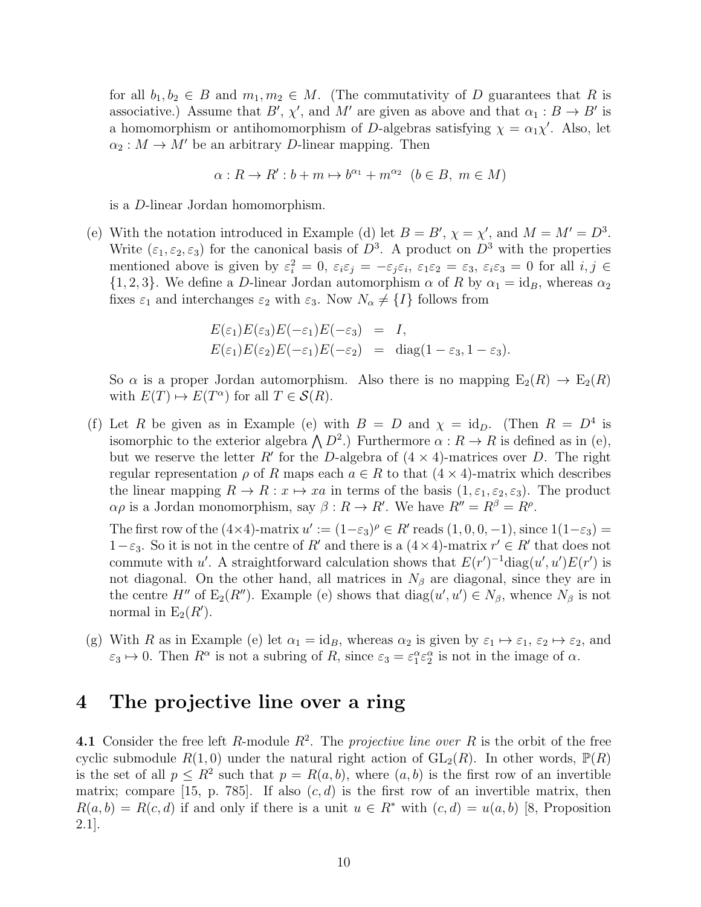for all $b_1, b_2 \in B$ and $m_1, m_2 \in M$. (The commutativity of $D$ guarantees that $R$ is associative.) Assume that $B'$, $\chi'$, and $M'$ are given as above and that $\alpha_1 : B \to B'$ is a homomorphism or antihomomorphism of $D$-algebras satisfying $\chi = \alpha_1\chi'$. Also, let $\alpha_2 : M \to M'$ be an arbitrary $D$-linear mapping. Then

$$\alpha : R \to R' : b + m \mapsto b^{\alpha_1} + m^{\alpha_2} \ \ (b \in B,\ m \in M)$$

is a $D$-linear Jordan homomorphism.

(e) With the notation introduced in Example (d) let $B = B'$, $\chi = \chi'$, and $M = M' = D^3$. Write $(\varepsilon_1, \varepsilon_2, \varepsilon_3)$ for the canonical basis of $D^3$. A product on $D^3$ with the properties mentioned above is given by $\varepsilon_i^2 = 0$, $\varepsilon_i\varepsilon_j = -\varepsilon_j\varepsilon_i$, $\varepsilon_1\varepsilon_2 = \varepsilon_3$, $\varepsilon_i\varepsilon_3 = 0$ for all $i, j \in \{1, 2, 3\}$. We define a $D$-linear Jordan automorphism $\alpha$ of $R$ by $\alpha_1 = \mathrm{id}_B$, whereas $\alpha_2$ fixes $\varepsilon_1$ and interchanges $\varepsilon_2$ with $\varepsilon_3$. Now $N_\alpha \neq \{I\}$ follows from

$$\begin{aligned}
E(\varepsilon_1)E(\varepsilon_3)E(-\varepsilon_1)E(-\varepsilon_3) &= I,\\
E(\varepsilon_1)E(\varepsilon_2)E(-\varepsilon_1)E(-\varepsilon_2) &= \mathrm{diag}(1 - \varepsilon_3, 1 - \varepsilon_3).
\end{aligned}$$

So $\alpha$ is a proper Jordan automorphism. Also there is no mapping $\mathrm{E}_2(R) \to \mathrm{E}_2(R)$ with $E(T) \mapsto E(T^\alpha)$ for all $T \in \mathcal{S}(R)$.

(f) Let $R$ be given as in Example (e) with $B = D$ and $\chi = \mathrm{id}_D$. (Then $R = D^4$ is isomorphic to the exterior algebra $\bigwedge D^2$.) Furthermore $\alpha : R \to R$ is defined as in (e), but we reserve the letter $R'$ for the $D$-algebra of $(4 \times 4)$-matrices over $D$. The right regular representation $\rho$ of $R$ maps each $a \in R$ to that $(4 \times 4)$-matrix which describes the linear mapping $R \to R : x \mapsto xa$ in terms of the basis $(1, \varepsilon_1, \varepsilon_2, \varepsilon_3)$. The product $\alpha\rho$ is a Jordan monomorphism, say $\beta : R \to R'$. We have $R'' = R^\beta = R^\rho$.

The first row of the $(4\times 4)$-matrix $u' := (1 - \varepsilon_3)^\rho \in R'$ reads $(1, 0, 0, -1)$, since $1(1 - \varepsilon_3) = 1 - \varepsilon_3$. So it is not in the centre of $R'$ and there is a $(4 \times 4)$-matrix $r' \in R'$ that does not commute with $u'$. A straightforward calculation shows that $E(r')^{-1}\mathrm{diag}(u', u')E(r')$ is not diagonal. On the other hand, all matrices in $N_\beta$ are diagonal, since they are in the centre $H''$ of $\mathrm{E}_2(R'')$. Example (e) shows that $\mathrm{diag}(u', u') \in N_\beta$, whence $N_\beta$ is not normal in $\mathrm{E}_2(R')$.

(g) With $R$ as in Example (e) let $\alpha_1 = \mathrm{id}_B$, whereas $\alpha_2$ is given by $\varepsilon_1 \mapsto \varepsilon_1$, $\varepsilon_2 \mapsto \varepsilon_2$, and $\varepsilon_3 \mapsto 0$. Then $R^\alpha$ is not a subring of $R$, since $\varepsilon_3 = \varepsilon_1^\alpha \varepsilon_2^\alpha$ is not in the image of $\alpha$.

# 4 The projective line over a ring

**4.1** Consider the free left $R$-module $R^2$. The *projective line over* $R$ is the orbit of the free cyclic submodule $R(1, 0)$ under the natural right action of $\mathrm{GL}_2(R)$. In other words, $\mathbb{P}(R)$ is the set of all $p \leq R^2$ such that $p = R(a, b)$, where $(a, b)$ is the first row of an invertible matrix; compare [15, p. 785]. If also $(c, d)$ is the first row of an invertible matrix, then $R(a, b) = R(c, d)$ if and only if there is a unit $u \in R^*$ with $(c, d) = u(a, b)$ [8, Proposition 2.1].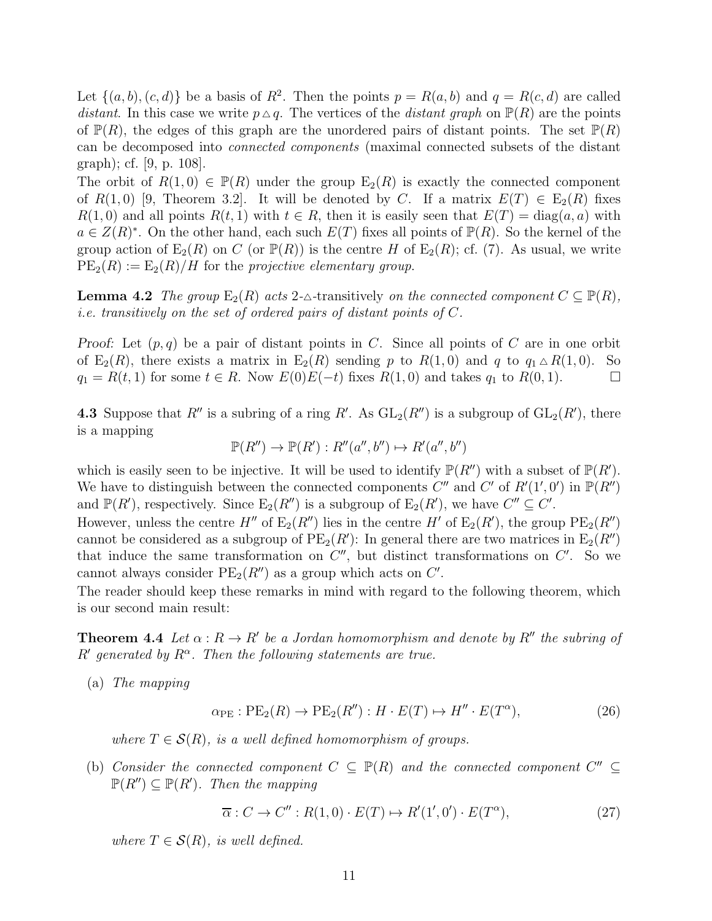Let $\{(a,b),(c,d)\}$ be a basis of $R^2$. Then the points $p = R(a,b)$ and $q = R(c,d)$ are called *distant*. In this case we write $p \,\triangle\, q$. The vertices of the *distant graph* on $\mathbb{P}(R)$ are the points of $\mathbb{P}(R)$, the edges of this graph are the unordered pairs of distant points. The set $\mathbb{P}(R)$ can be decomposed into *connected components* (maximal connected subsets of the distant graph); cf. [9, p. 108].

The orbit of $R(1,0) \in \mathbb{P}(R)$ under the group $\mathrm{E}_2(R)$ is exactly the connected component of $R(1,0)$ [9, Theorem 3.2]. It will be denoted by $C$. If a matrix $E(T) \in \mathrm{E}_2(R)$ fixes $R(1,0)$ and all points $R(t,1)$ with $t \in R$, then it is easily seen that $E(T) = \mathrm{diag}(a,a)$ with $a \in Z(R)^*$. On the other hand, each such $E(T)$ fixes all points of $\mathbb{P}(R)$. So the kernel of the group action of $\mathrm{E}_2(R)$ on $C$ (or $\mathbb{P}(R)$) is the centre $H$ of $\mathrm{E}_2(R)$; cf. (7). As usual, we write $\mathrm{PE}_2(R) := \mathrm{E}_2(R)/H$ for the *projective elementary group*.

**Lemma 4.2** *The group $\mathrm{E}_2(R)$ acts 2-$\triangle$-transitively on the connected component $C \subseteq \mathbb{P}(R)$, i.e. transitively on the set of ordered pairs of distant points of $C$.*

*Proof:* Let $(p,q)$ be a pair of distant points in $C$. Since all points of $C$ are in one orbit of $\mathrm{E}_2(R)$, there exists a matrix in $\mathrm{E}_2(R)$ sending $p$ to $R(1,0)$ and $q$ to $q_1 \,\triangle\, R(1,0)$. So $q_1 = R(t,1)$ for some $t \in R$. Now $E(0)E(-t)$ fixes $R(1,0)$ and takes $q_1$ to $R(0,1)$. □

**4.3** Suppose that $R''$ is a subring of a ring $R'$. As $\mathrm{GL}_2(R'')$ is a subgroup of $\mathrm{GL}_2(R')$, there is a mapping

$$\mathbb{P}(R'') \to \mathbb{P}(R') : R''(a'',b'') \mapsto R'(a'',b'')$$

which is easily seen to be injective. It will be used to identify $\mathbb{P}(R'')$ with a subset of $\mathbb{P}(R')$. We have to distinguish between the connected components $C''$ and $C'$ of $R'(1',0')$ in $\mathbb{P}(R'')$ and $\mathbb{P}(R')$, respectively. Since $\mathrm{E}_2(R'')$ is a subgroup of $\mathrm{E}_2(R')$, we have $C'' \subseteq C'$.

However, unless the centre $H''$ of $\mathrm{E}_2(R'')$ lies in the centre $H'$ of $\mathrm{E}_2(R')$, the group $\mathrm{PE}_2(R'')$ cannot be considered as a subgroup of $\mathrm{PE}_2(R')$: In general there are two matrices in $\mathrm{E}_2(R'')$ that induce the same transformation on $C''$, but distinct transformations on $C'$. So we cannot always consider $\mathrm{PE}_2(R'')$ as a group which acts on $C'$.

The reader should keep these remarks in mind with regard to the following theorem, which is our second main result:

**Theorem 4.4** *Let $\alpha : R \to R'$ be a Jordan homomorphism and denote by $R''$ the subring of $R'$ generated by $R^\alpha$. Then the following statements are true.*

(a) *The mapping*

$$\alpha_{\mathrm{PE}} : \mathrm{PE}_2(R) \to \mathrm{PE}_2(R'') : H \cdot E(T) \mapsto H'' \cdot E(T^\alpha), \tag{26}$$

*where $T \in \mathcal{S}(R)$, is a well defined homomorphism of groups.*

(b) *Consider the connected component $C \subseteq \mathbb{P}(R)$ and the connected component $C'' \subseteq \mathbb{P}(R'') \subseteq \mathbb{P}(R')$. Then the mapping*

$$\overline{\alpha} : C \to C'' : R(1,0) \cdot E(T) \mapsto R'(1',0') \cdot E(T^\alpha), \tag{27}$$

*where $T \in \mathcal{S}(R)$, is well defined.*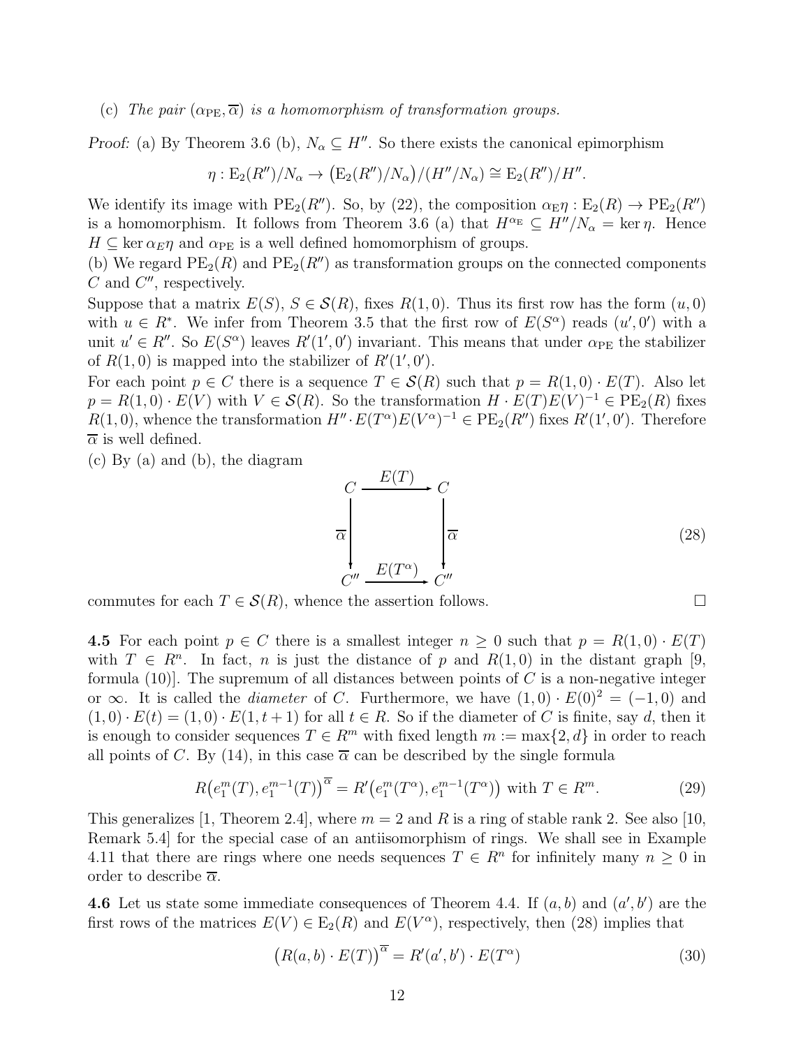(c) *The pair $(\alpha_{\mathrm{PE}}, \overline{\alpha})$ is a homomorphism of transformation groups.*

*Proof:* (a) By Theorem 3.6 (b), $N_\alpha \subseteq H''$. So there exists the canonical epimorphism

$$\eta : \mathrm{E}_2(R'')/N_\alpha \to \big(\mathrm{E}_2(R'')/N_\alpha\big)/(H''/N_\alpha) \cong \mathrm{E}_2(R'')/H''.$$

We identify its image with $\mathrm{PE}_2(R'')$. So, by (22), the composition $\alpha_{\mathrm{E}}\eta : \mathrm{E}_2(R) \to \mathrm{PE}_2(R'')$ is a homomorphism. It follows from Theorem 3.6 (a) that $H^{\alpha_{\mathrm{E}}} \subseteq H''/N_\alpha = \ker \eta$. Hence $H \subseteq \ker \alpha_E \eta$ and $\alpha_{\mathrm{PE}}$ is a well defined homomorphism of groups.

(b) We regard $\mathrm{PE}_2(R)$ and $\mathrm{PE}_2(R'')$ as transformation groups on the connected components $C$ and $C''$, respectively.

Suppose that a matrix $E(S)$, $S \in \mathcal{S}(R)$, fixes $R(1,0)$. Thus its first row has the form $(u, 0)$ with $u \in R^*$. We infer from Theorem 3.5 that the first row of $E(S^\alpha)$ reads $(u', 0')$ with a unit $u' \in R''$. So $E(S^\alpha)$ leaves $R'(1', 0')$ invariant. This means that under $\alpha_{\mathrm{PE}}$ the stabilizer of $R(1,0)$ is mapped into the stabilizer of $R'(1', 0')$.

For each point $p \in C$ there is a sequence $T \in \mathcal{S}(R)$ such that $p = R(1,0) \cdot E(T)$. Also let $p = R(1,0) \cdot E(V)$ with $V \in \mathcal{S}(R)$. So the transformation $H \cdot E(T)E(V)^{-1} \in \mathrm{PE}_2(R)$ fixes $R(1,0)$, whence the transformation $H'' \cdot E(T^\alpha)E(V^\alpha)^{-1} \in \mathrm{PE}_2(R'')$ fixes $R'(1', 0')$. Therefore $\overline{\alpha}$ is well defined.

(c) By (a) and (b), the diagram

$$\begin{array}{ccc} C & \xrightarrow{\;E(T)\;} & C \\ \Big\downarrow{\scriptstyle\overline{\alpha}} & & \Big\downarrow{\scriptstyle\overline{\alpha}} \\ C'' & \xrightarrow{\;E(T^\alpha)\;} & C'' \end{array} \tag{28}$$

commutes for each $T \in \mathcal{S}(R)$, whence the assertion follows. □

**4.5** For each point $p \in C$ there is a smallest integer $n \geq 0$ such that $p = R(1,0) \cdot E(T)$ with $T \in R^n$. In fact, $n$ is just the distance of $p$ and $R(1,0)$ in the distant graph [9, formula (10)]. The supremum of all distances between points of $C$ is a non-negative integer or $\infty$. It is called the *diameter* of $C$. Furthermore, we have $(1,0) \cdot E(0)^2 = (-1, 0)$ and $(1,0) \cdot E(t) = (1,0) \cdot E(1, t+1)$ for all $t \in R$. So if the diameter of $C$ is finite, say $d$, then it is enough to consider sequences $T \in R^m$ with fixed length $m := \max\{2, d\}$ in order to reach all points of $C$. By (14), in this case $\overline{\alpha}$ can be described by the single formula

$$R\big(e_1^m(T), e_1^{m-1}(T)\big)^{\overline{\alpha}} = R'\big(e_1^m(T^\alpha), e_1^{m-1}(T^\alpha)\big) \text{ with } T \in R^m. \tag{29}$$

This generalizes [1, Theorem 2.4], where $m = 2$ and $R$ is a ring of stable rank 2. See also [10, Remark 5.4] for the special case of an antiisomorphism of rings. We shall see in Example 4.11 that there are rings where one needs sequences $T \in R^n$ for infinitely many $n \geq 0$ in order to describe $\overline{\alpha}$.

**4.6** Let us state some immediate consequences of Theorem 4.4. If $(a, b)$ and $(a', b')$ are the first rows of the matrices $E(V) \in \mathrm{E}_2(R)$ and $E(V^\alpha)$, respectively, then (28) implies that

$$\big(R(a,b) \cdot E(T)\big)^{\overline{\alpha}} = R'(a', b') \cdot E(T^\alpha) \tag{30}$$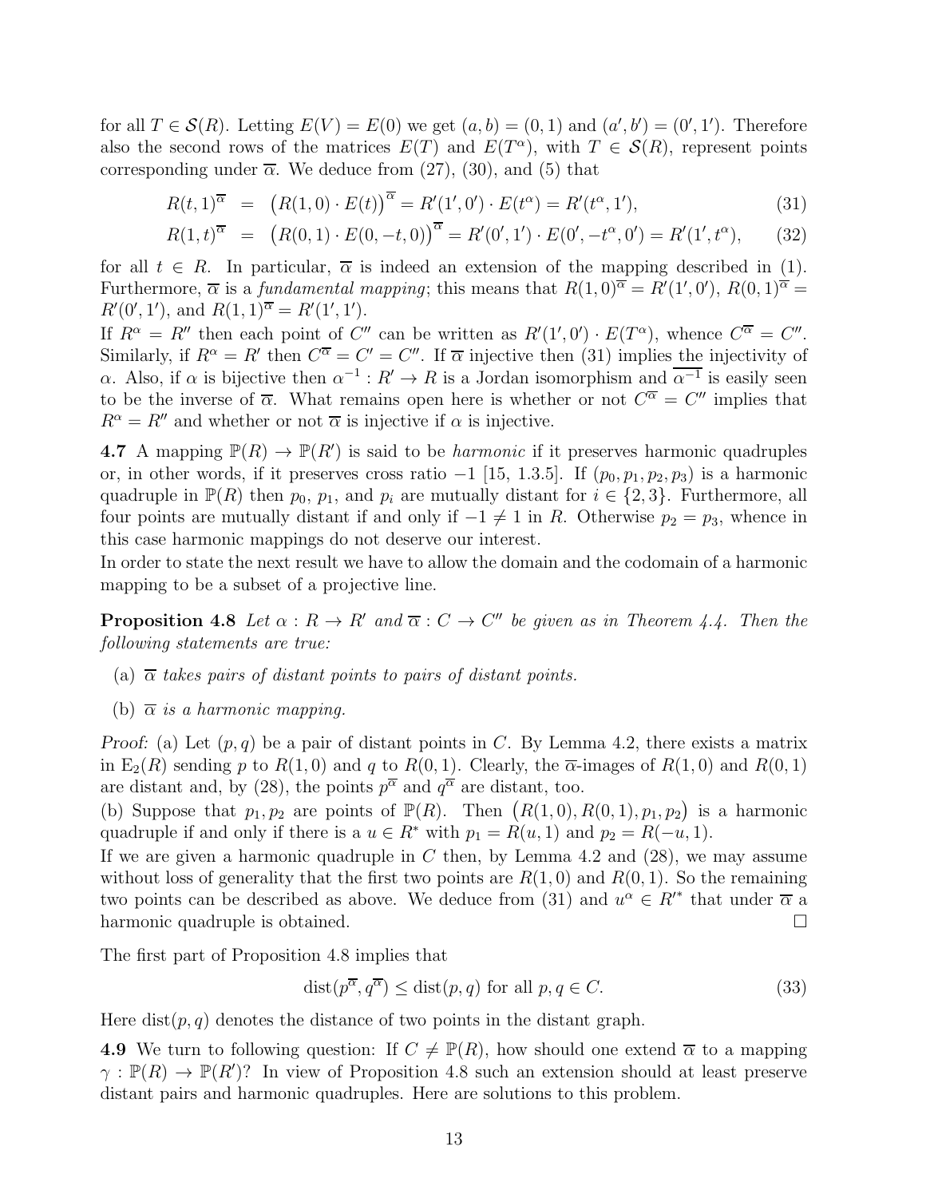for all $T \in \mathcal{S}(R)$. Letting $E(V) = E(0)$ we get $(a, b) = (0, 1)$ and $(a', b') = (0', 1')$. Therefore also the second rows of the matrices $E(T)$ and $E(T^\alpha)$, with $T \in \mathcal{S}(R)$, represent points corresponding under $\overline{\alpha}$. We deduce from (27), (30), and (5) that

$$R(t,1)^{\overline{\alpha}} = \big(R(1,0)\cdot E(t)\big)^{\overline{\alpha}} = R'(1',0')\cdot E(t^\alpha) = R'(t^\alpha,1'), \tag{31}$$

$$R(1,t)^{\overline{\alpha}} = \big(R(0,1)\cdot E(0,-t,0)\big)^{\overline{\alpha}} = R'(0',1')\cdot E(0',-t^\alpha,0') = R'(1',t^\alpha), \tag{32}$$

for all $t \in R$. In particular, $\overline{\alpha}$ is indeed an extension of the mapping described in (1). Furthermore, $\overline{\alpha}$ is a *fundamental mapping*; this means that $R(1,0)^{\overline{\alpha}} = R'(1',0')$, $R(0,1)^{\overline{\alpha}} = R'(0',1')$, and $R(1,1)^{\overline{\alpha}} = R'(1',1')$.

If $R^\alpha = R''$ then each point of $C''$ can be written as $R'(1',0')\cdot E(T^\alpha)$, whence $C^{\overline{\alpha}} = C''$. Similarly, if $R^\alpha = R'$ then $C^{\overline{\alpha}} = C' = C''$. If $\overline{\alpha}$ injective then (31) implies the injectivity of $\alpha$. Also, if $\alpha$ is bijective then $\alpha^{-1} : R' \to R$ is a Jordan isomorphism and $\overline{\alpha^{-1}}$ is easily seen to be the inverse of $\overline{\alpha}$. What remains open here is whether or not $C^{\overline{\alpha}} = C''$ implies that $R^\alpha = R''$ and whether or not $\overline{\alpha}$ is injective if $\alpha$ is injective.

**4.7** A mapping $\mathbb{P}(R) \to \mathbb{P}(R')$ is said to be *harmonic* if it preserves harmonic quadruples or, in other words, if it preserves cross ratio $-1$ [15, 1.3.5]. If $(p_0, p_1, p_2, p_3)$ is a harmonic quadruple in $\mathbb{P}(R)$ then $p_0$, $p_1$, and $p_i$ are mutually distant for $i \in \{2, 3\}$. Furthermore, all four points are mutually distant if and only if $-1 \neq 1$ in $R$. Otherwise $p_2 = p_3$, whence in this case harmonic mappings do not deserve our interest.

In order to state the next result we have to allow the domain and the codomain of a harmonic mapping to be a subset of a projective line.

**Proposition 4.8** *Let $\alpha : R \to R'$ and $\overline{\alpha} : C \to C''$ be given as in Theorem 4.4. Then the following statements are true:*

- (a) *$\overline{\alpha}$ takes pairs of distant points to pairs of distant points.*
- (b) *$\overline{\alpha}$ is a harmonic mapping.*

*Proof:* (a) Let $(p, q)$ be a pair of distant points in $C$. By Lemma 4.2, there exists a matrix in $\mathrm{E}_2(R)$ sending $p$ to $R(1,0)$ and $q$ to $R(0,1)$. Clearly, the $\overline{\alpha}$-images of $R(1,0)$ and $R(0,1)$ are distant and, by (28), the points $p^{\overline{\alpha}}$ and $q^{\overline{\alpha}}$ are distant, too.

(b) Suppose that $p_1, p_2$ are points of $\mathbb{P}(R)$. Then $\big(R(1,0), R(0,1), p_1, p_2\big)$ is a harmonic quadruple if and only if there is a $u \in R^*$ with $p_1 = R(u,1)$ and $p_2 = R(-u,1)$.

If we are given a harmonic quadruple in $C$ then, by Lemma 4.2 and (28), we may assume without loss of generality that the first two points are $R(1,0)$ and $R(0,1)$. So the remaining two points can be described as above. We deduce from (31) and $u^\alpha \in R'^*$ that under $\overline{\alpha}$ a harmonic quadruple is obtained. $\square$

The first part of Proposition 4.8 implies that

$$\mathrm{dist}(p^{\overline{\alpha}}, q^{\overline{\alpha}}) \leq \mathrm{dist}(p, q) \text{ for all } p, q \in C. \tag{33}$$

Here $\mathrm{dist}(p, q)$ denotes the distance of two points in the distant graph.

**4.9** We turn to following question: If $C \neq \mathbb{P}(R)$, how should one extend $\overline{\alpha}$ to a mapping $\gamma : \mathbb{P}(R) \to \mathbb{P}(R')$? In view of Proposition 4.8 such an extension should at least preserve distant pairs and harmonic quadruples. Here are solutions to this problem.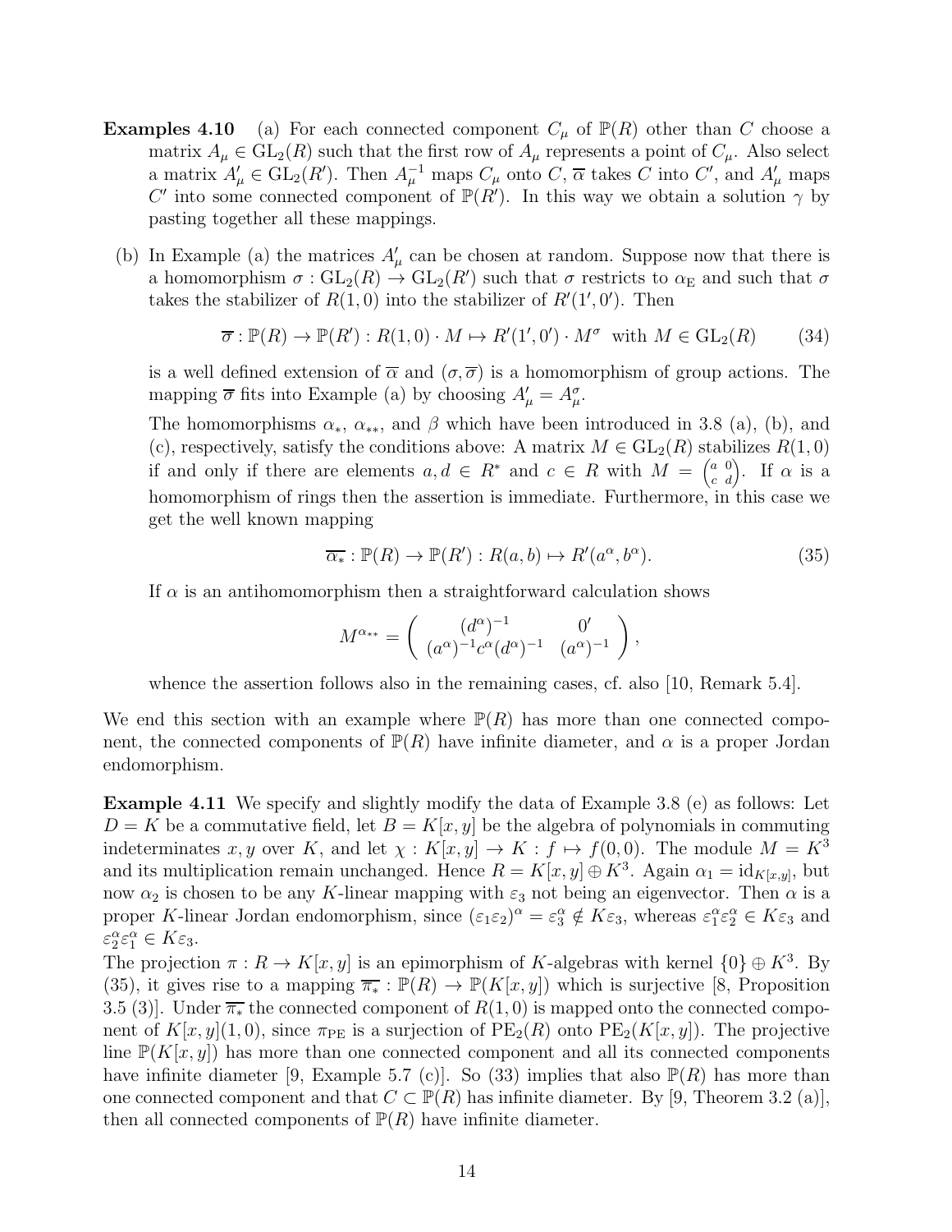**Examples 4.10** (a) For each connected component $C_\mu$ of $\mathbb{P}(R)$ other than $C$ choose a matrix $A_\mu \in \mathrm{GL}_2(R)$ such that the first row of $A_\mu$ represents a point of $C_\mu$. Also select a matrix $A'_\mu \in \mathrm{GL}_2(R')$. Then $A_\mu^{-1}$ maps $C_\mu$ onto $C$, $\overline{\alpha}$ takes $C$ into $C'$, and $A'_\mu$ maps $C'$ into some connected component of $\mathbb{P}(R')$. In this way we obtain a solution $\gamma$ by pasting together all these mappings.

(b) In Example (a) the matrices $A'_\mu$ can be chosen at random. Suppose now that there is a homomorphism $\sigma : \mathrm{GL}_2(R) \to \mathrm{GL}_2(R')$ such that $\sigma$ restricts to $\alpha_{\mathrm{E}}$ and such that $\sigma$ takes the stabilizer of $R(1,0)$ into the stabilizer of $R'(1',0')$. Then

$$\overline{\sigma} : \mathbb{P}(R) \to \mathbb{P}(R') : R(1,0) \cdot M \mapsto R'(1',0') \cdot M^\sigma \text{ with } M \in \mathrm{GL}_2(R) \tag{34}$$

is a well defined extension of $\overline{\alpha}$ and $(\sigma, \overline{\sigma})$ is a homomorphism of group actions. The mapping $\overline{\sigma}$ fits into Example (a) by choosing $A'_\mu = A_\mu^\sigma$.

The homomorphisms $\alpha_*$, $\alpha_{**}$, and $\beta$ which have been introduced in 3.8 (a), (b), and (c), respectively, satisfy the conditions above: A matrix $M \in \mathrm{GL}_2(R)$ stabilizes $R(1,0)$ if and only if there are elements $a, d \in R^*$ and $c \in R$ with $M = \begin{pmatrix} a & 0 \\ c & d \end{pmatrix}$. If $\alpha$ is a homomorphism of rings then the assertion is immediate. Furthermore, in this case we get the well known mapping

$$\overline{\alpha_*} : \mathbb{P}(R) \to \mathbb{P}(R') : R(a,b) \mapsto R'(a^\alpha, b^\alpha). \tag{35}$$

If $\alpha$ is an antihomomorphism then a straightforward calculation shows

$$M^{\alpha_{**}} = \begin{pmatrix} (d^\alpha)^{-1} & 0' \\ (a^\alpha)^{-1} c^\alpha (d^\alpha)^{-1} & (a^\alpha)^{-1} \end{pmatrix},$$

whence the assertion follows also in the remaining cases, cf. also [10, Remark 5.4].

We end this section with an example where $\mathbb{P}(R)$ has more than one connected component, the connected components of $\mathbb{P}(R)$ have infinite diameter, and $\alpha$ is a proper Jordan endomorphism.

**Example 4.11** We specify and slightly modify the data of Example 3.8 (e) as follows: Let $D = K$ be a commutative field, let $B = K[x,y]$ be the algebra of polynomials in commuting indeterminates $x, y$ over $K$, and let $\chi : K[x,y] \to K : f \mapsto f(0,0)$. The module $M = K^3$ and its multiplication remain unchanged. Hence $R = K[x,y] \oplus K^3$. Again $\alpha_1 = \mathrm{id}_{K[x,y]}$, but now $\alpha_2$ is chosen to be any $K$-linear mapping with $\varepsilon_3$ not being an eigenvector. Then $\alpha$ is a proper $K$-linear Jordan endomorphism, since $(\varepsilon_1\varepsilon_2)^\alpha = \varepsilon_3^\alpha \notin K\varepsilon_3$, whereas $\varepsilon_1^\alpha \varepsilon_2^\alpha \in K\varepsilon_3$ and $\varepsilon_2^\alpha \varepsilon_1^\alpha \in K\varepsilon_3$.

The projection $\pi : R \to K[x,y]$ is an epimorphism of $K$-algebras with kernel $\{0\} \oplus K^3$. By (35), it gives rise to a mapping $\overline{\pi_*} : \mathbb{P}(R) \to \mathbb{P}(K[x,y])$ which is surjective [8, Proposition 3.5 (3)]. Under $\overline{\pi_*}$ the connected component of $R(1,0)$ is mapped onto the connected component of $K[x,y](1,0)$, since $\pi_{\mathrm{PE}}$ is a surjection of $\mathrm{PE}_2(R)$ onto $\mathrm{PE}_2(K[x,y])$. The projective line $\mathbb{P}(K[x,y])$ has more than one connected component and all its connected components have infinite diameter [9, Example 5.7 (c)]. So (33) implies that also $\mathbb{P}(R)$ has more than one connected component and that $C \subset \mathbb{P}(R)$ has infinite diameter. By [9, Theorem 3.2 (a)], then all connected components of $\mathbb{P}(R)$ have infinite diameter.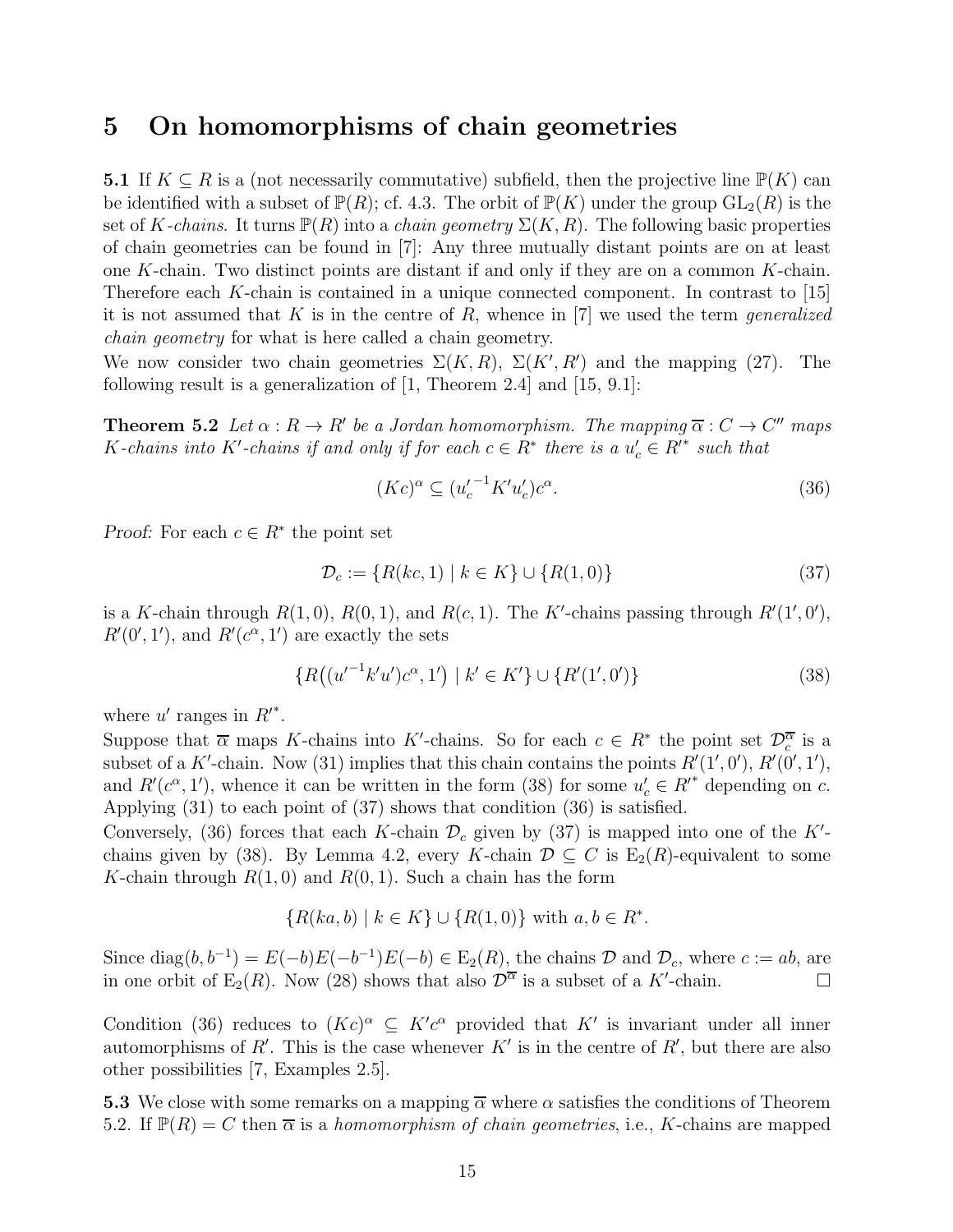## 5 On homomorphisms of chain geometries

**5.1** If $K \subseteq R$ is a (not necessarily commutative) subfield, then the projective line $\mathbb{P}(K)$ can be identified with a subset of $\mathbb{P}(R)$; cf. 4.3. The orbit of $\mathbb{P}(K)$ under the group $\mathrm{GL}_2(R)$ is the set of *$K$-chains*. It turns $\mathbb{P}(R)$ into a *chain geometry* $\Sigma(K, R)$. The following basic properties of chain geometries can be found in [7]: Any three mutually distant points are on at least one $K$-chain. Two distinct points are distant if and only if they are on a common $K$-chain. Therefore each $K$-chain is contained in a unique connected component. In contrast to [15] it is not assumed that $K$ is in the centre of $R$, whence in [7] we used the term *generalized chain geometry* for what is here called a chain geometry.

We now consider two chain geometries $\Sigma(K, R)$, $\Sigma(K', R')$ and the mapping (27). The following result is a generalization of [1, Theorem 2.4] and [15, 9.1]:

**Theorem 5.2** *Let $\alpha : R \to R'$ be a Jordan homomorphism. The mapping $\overline{\alpha} : C \to C''$ maps $K$-chains into $K'$-chains if and only if for each $c \in R^*$ there is a $u'_c \in R'^*$ such that*

$$(Kc)^\alpha \subseteq ({u'_c}^{-1} K' u'_c) c^\alpha. \tag{36}$$

*Proof:* For each $c \in R^*$ the point set

$$\mathcal{D}_c := \{R(kc, 1) \mid k \in K\} \cup \{R(1, 0)\} \tag{37}$$

is a $K$-chain through $R(1, 0)$, $R(0, 1)$, and $R(c, 1)$. The $K'$-chains passing through $R'(1', 0')$, $R'(0', 1')$, and $R'(c^\alpha, 1')$ are exactly the sets

$$\{R\big(({u'}^{-1} k' u') c^\alpha, 1'\big) \mid k' \in K'\} \cup \{R'(1', 0')\} \tag{38}$$

where $u'$ ranges in $R'^*$.

Suppose that $\overline{\alpha}$ maps $K$-chains into $K'$-chains. So for each $c \in R^*$ the point set $\mathcal{D}_c^{\overline{\alpha}}$ is a subset of a $K'$-chain. Now (31) implies that this chain contains the points $R'(1', 0')$, $R'(0', 1')$, and $R'(c^\alpha, 1')$, whence it can be written in the form (38) for some $u'_c \in R'^*$ depending on $c$. Applying (31) to each point of (37) shows that condition (36) is satisfied.

Conversely, (36) forces that each $K$-chain $\mathcal{D}_c$ given by (37) is mapped into one of the $K'$-chains given by (38). By Lemma 4.2, every $K$-chain $\mathcal{D} \subseteq C$ is $\mathrm{E}_2(R)$-equivalent to some $K$-chain through $R(1, 0)$ and $R(0, 1)$. Such a chain has the form

$$\{R(ka, b) \mid k \in K\} \cup \{R(1, 0)\} \text{ with } a, b \in R^*.$$

Since $\mathrm{diag}(b, b^{-1}) = E(-b)E(-b^{-1})E(-b) \in \mathrm{E}_2(R)$, the chains $\mathcal{D}$ and $\mathcal{D}_c$, where $c := ab$, are in one orbit of $\mathrm{E}_2(R)$. Now (28) shows that also $\mathcal{D}^{\overline{\alpha}}$ is a subset of a $K'$-chain. $\square$

Condition (36) reduces to $(Kc)^\alpha \subseteq K' c^\alpha$ provided that $K'$ is invariant under all inner automorphisms of $R'$. This is the case whenever $K'$ is in the centre of $R'$, but there are also other possibilities [7, Examples 2.5].

**5.3** We close with some remarks on a mapping $\overline{\alpha}$ where $\alpha$ satisfies the conditions of Theorem 5.2. If $\mathbb{P}(R) = C$ then $\overline{\alpha}$ is a *homomorphism of chain geometries*, i.e., $K$-chains are mapped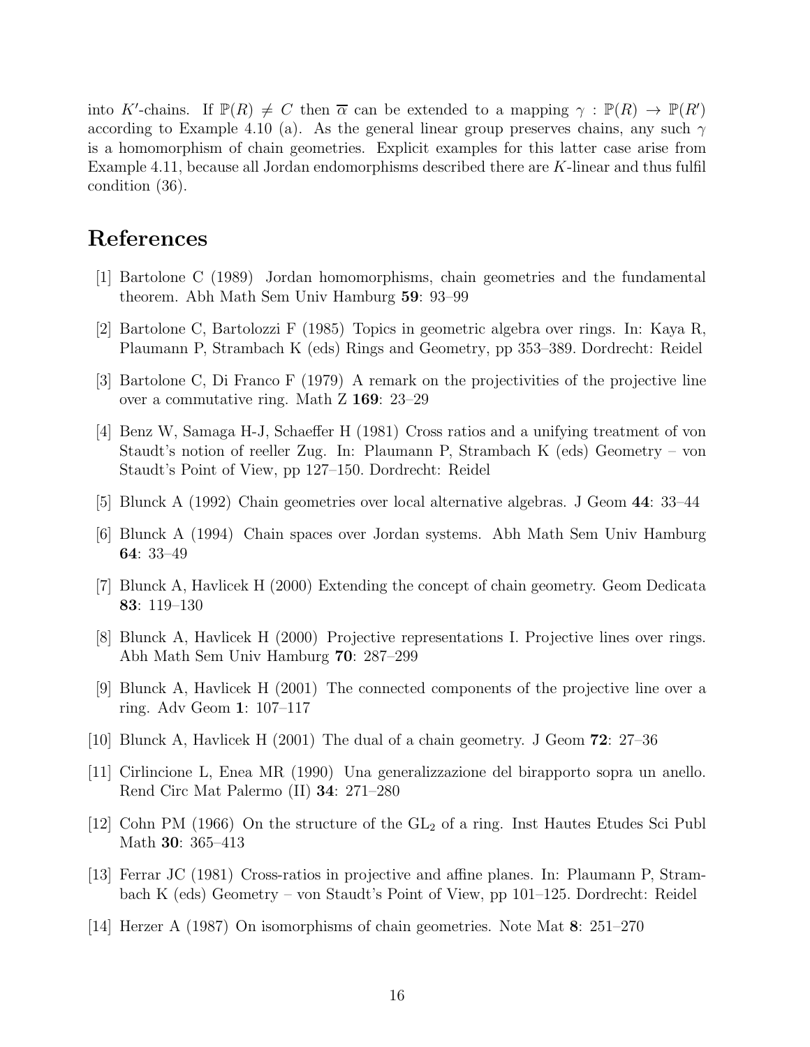into $K'$-chains. If $\mathbb{P}(R) \neq C$ then $\overline{\alpha}$ can be extended to a mapping $\gamma : \mathbb{P}(R) \to \mathbb{P}(R')$ according to Example 4.10 (a). As the general linear group preserves chains, any such $\gamma$ is a homomorphism of chain geometries. Explicit examples for this latter case arise from Example 4.11, because all Jordan endomorphisms described there are $K$-linear and thus fulfil condition (36).

# References

[1] Bartolone C (1989) Jordan homomorphisms, chain geometries and the fundamental theorem. Abh Math Sem Univ Hamburg **59**: 93–99

[2] Bartolone C, Bartolozzi F (1985) Topics in geometric algebra over rings. In: Kaya R, Plaumann P, Strambach K (eds) Rings and Geometry, pp 353–389. Dordrecht: Reidel

[3] Bartolone C, Di Franco F (1979) A remark on the projectivities of the projective line over a commutative ring. Math Z **169**: 23–29

[4] Benz W, Samaga H-J, Schaeffer H (1981) Cross ratios and a unifying treatment of von Staudt's notion of reeller Zug. In: Plaumann P, Strambach K (eds) Geometry – von Staudt's Point of View, pp 127–150. Dordrecht: Reidel

[5] Blunck A (1992) Chain geometries over local alternative algebras. J Geom **44**: 33–44

[6] Blunck A (1994) Chain spaces over Jordan systems. Abh Math Sem Univ Hamburg **64**: 33–49

[7] Blunck A, Havlicek H (2000) Extending the concept of chain geometry. Geom Dedicata **83**: 119–130

[8] Blunck A, Havlicek H (2000) Projective representations I. Projective lines over rings. Abh Math Sem Univ Hamburg **70**: 287–299

[9] Blunck A, Havlicek H (2001) The connected components of the projective line over a ring. Adv Geom **1**: 107–117

[10] Blunck A, Havlicek H (2001) The dual of a chain geometry. J Geom **72**: 27–36

[11] Cirlincione L, Enea MR (1990) Una generalizzazione del birapporto sopra un anello. Rend Circ Mat Palermo (II) **34**: 271–280

[12] Cohn PM (1966) On the structure of the $\mathrm{GL}_2$ of a ring. Inst Hautes Etudes Sci Publ Math **30**: 365–413

[13] Ferrar JC (1981) Cross-ratios in projective and affine planes. In: Plaumann P, Strambach K (eds) Geometry – von Staudt's Point of View, pp 101–125. Dordrecht: Reidel

[14] Herzer A (1987) On isomorphisms of chain geometries. Note Mat **8**: 251–270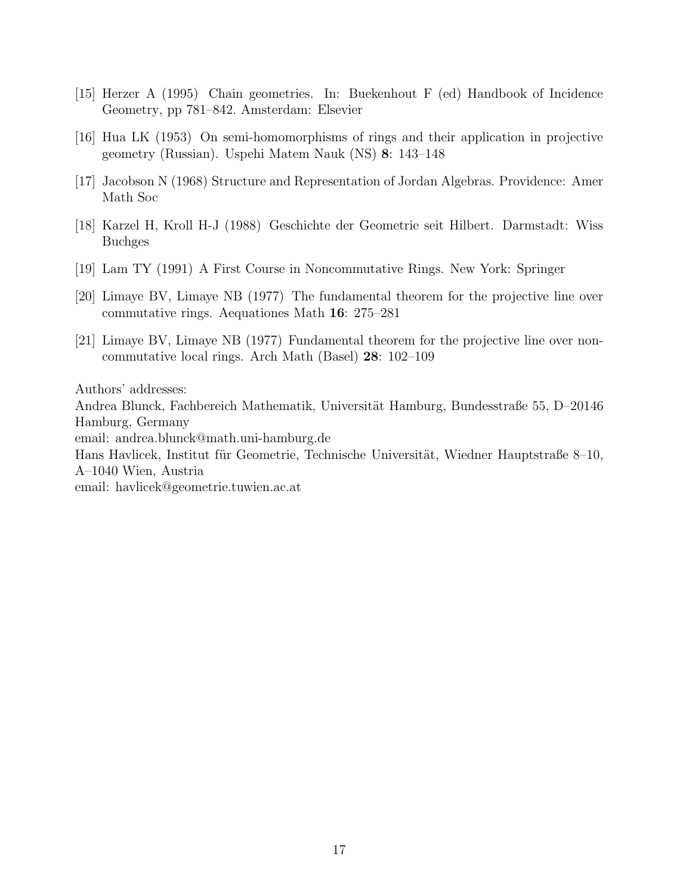[15] Herzer A (1995) Chain geometries. In: Buekenhout F (ed) Handbook of Incidence Geometry, pp 781–842. Amsterdam: Elsevier

[16] Hua LK (1953) On semi-homomorphisms of rings and their application in projective geometry (Russian). Uspehi Matem Nauk (NS) **8**: 143–148

[17] Jacobson N (1968) Structure and Representation of Jordan Algebras. Providence: Amer Math Soc

[18] Karzel H, Kroll H-J (1988) Geschichte der Geometrie seit Hilbert. Darmstadt: Wiss Buchges

[19] Lam TY (1991) A First Course in Noncommutative Rings. New York: Springer

[20] Limaye BV, Limaye NB (1977) The fundamental theorem for the projective line over commutative rings. Aequationes Math **16**: 275–281

[21] Limaye BV, Limaye NB (1977) Fundamental theorem for the projective line over non-commutative local rings. Arch Math (Basel) **28**: 102–109

Authors' addresses:
Andrea Blunck, Fachbereich Mathematik, Universität Hamburg, Bundesstraße 55, D–20146 Hamburg, Germany
email: andrea.blunck@math.uni-hamburg.de
Hans Havlicek, Institut für Geometrie, Technische Universität, Wiedner Hauptstraße 8–10, A–1040 Wien, Austria
email: havlicek@geometrie.tuwien.ac.at